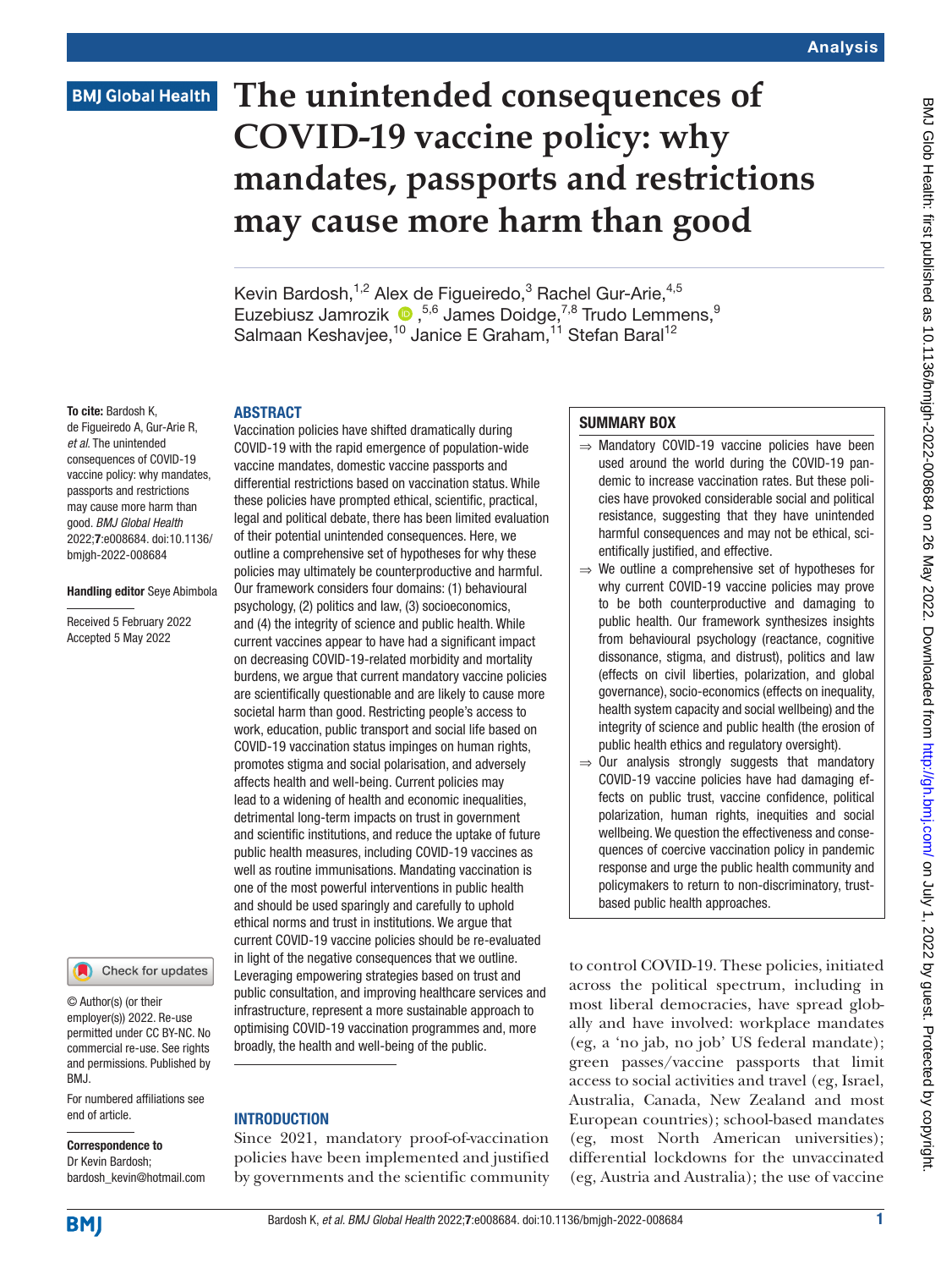# The unintended consequences of COVID-19 vaccine policy: why mandates, passports and restrictions may cause more harm than good

Kevin Bardosh,[1,2] Alex de Figueiredo,[3] Rachel Gur-Arie,[4,5] Euzebiusz Jamrozik,[5,6] James Doidge,[7,8] Trudo Lemmens,[9] Salmaan Keshavjee,[10] Janice E Graham,[11] Stefan Baral[12]

**To cite:** Bardosh K, de Figueiredo A, Gur-Arie R, *et al*. The unintended consequences of COVID-19 vaccine policy: why mandates, passports and restrictions may cause more harm than good. *BMJ Global Health* 2022;**7**:e008684. doi:10.1136/bmjgh-2022-008684

**Handling editor** Seye Abimbola

Received 5 February 2022
Accepted 5 May 2022

© Author(s) (or their employer(s)) 2022. Re-use permitted under CC BY-NC. No commercial re-use. See rights and permissions. Published by BMJ.

For numbered affiliations see end of article.

**Correspondence to**
Dr Kevin Bardosh;
bardosh_kevin@hotmail.com

## ABSTRACT

Vaccination policies have shifted dramatically during COVID-19 with the rapid emergence of population-wide vaccine mandates, domestic vaccine passports and differential restrictions based on vaccination status. While these policies have prompted ethical, scientific, practical, legal and political debate, there has been limited evaluation of their potential unintended consequences. Here, we outline a comprehensive set of hypotheses for why these policies may ultimately be counterproductive and harmful. Our framework considers four domains: (1) behavioural psychology, (2) politics and law, (3) socioeconomics, and (4) the integrity of science and public health. While current vaccines appear to have had a significant impact on decreasing COVID-19-related morbidity and mortality burdens, we argue that current mandatory vaccine policies are scientifically questionable and are likely to cause more societal harm than good. Restricting people's access to work, education, public transport and social life based on COVID-19 vaccination status impinges on human rights, promotes stigma and social polarisation, and adversely affects health and well-being. Current policies may lead to a widening of health and economic inequalities, detrimental long-term impacts on trust in government and scientific institutions, and reduce the uptake of future public health measures, including COVID-19 vaccines as well as routine immunisations. Mandating vaccination is one of the most powerful interventions in public health and should be used sparingly and carefully to uphold ethical norms and trust in institutions. We argue that current COVID-19 vaccine policies should be re-evaluated in light of the negative consequences that we outline. Leveraging empowering strategies based on trust and public consultation, and improving healthcare services and infrastructure, represent a more sustainable approach to optimising COVID-19 vaccination programmes and, more broadly, the health and well-being of the public.

## SUMMARY BOX

- ⇒ Mandatory COVID-19 vaccine policies have been used around the world during the COVID-19 pandemic to increase vaccination rates. But these policies have provoked considerable social and political resistance, suggesting that they have unintended harmful consequences and may not be ethical, scientifically justified, and effective.
- ⇒ We outline a comprehensive set of hypotheses for why current COVID-19 vaccine policies may prove to be both counterproductive and damaging to public health. Our framework synthesizes insights from behavioural psychology (reactance, cognitive dissonance, stigma, and distrust), politics and law (effects on civil liberties, polarization, and global governance), socio-economics (effects on inequality, health system capacity and social wellbeing) and the integrity of science and public health (the erosion of public health ethics and regulatory oversight).
- ⇒ Our analysis strongly suggests that mandatory COVID-19 vaccine policies have had damaging effects on public trust, vaccine confidence, political polarization, human rights, inequities and social wellbeing. We question the effectiveness and consequences of coercive vaccination policy in pandemic response and urge the public health community and policymakers to return to non-discriminatory, trust-based public health approaches.

## INTRODUCTION

Since 2021, mandatory proof-of-vaccination policies have been implemented and justified by governments and the scientific community to control COVID-19. These policies, initiated across the political spectrum, including in most liberal democracies, have spread globally and have involved: workplace mandates (eg, a 'no jab, no job' US federal mandate); green passes/vaccine passports that limit access to social activities and travel (eg, Israel, Australia, Canada, New Zealand and most European countries); school-based mandates (eg, most North American universities); differential lockdowns for the unvaccinated (eg, Austria and Australia); the use of vaccine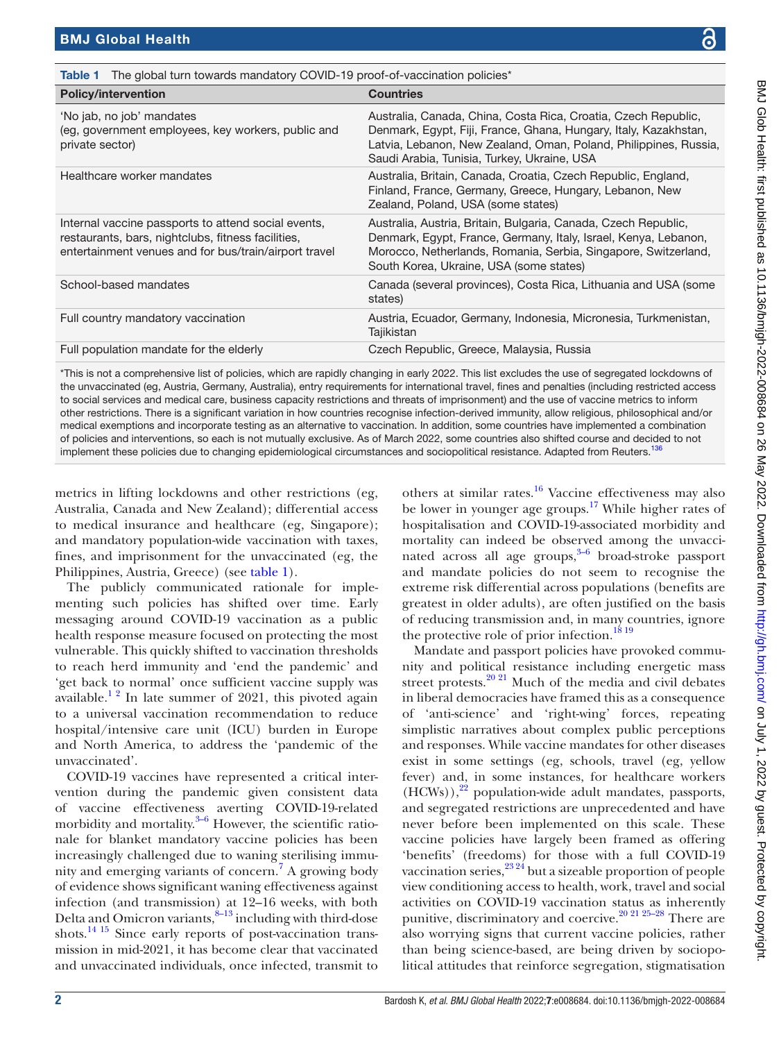**Table 1** The global turn towards mandatory COVID-19 proof-of-vaccination policies*

| Policy/intervention | Countries |
|---|---|
| 'No jab, no job' mandates (eg, government employees, key workers, public and private sector) | Australia, Canada, China, Costa Rica, Croatia, Czech Republic, Denmark, Egypt, Fiji, France, Ghana, Hungary, Italy, Kazakhstan, Latvia, Lebanon, New Zealand, Oman, Poland, Philippines, Russia, Saudi Arabia, Tunisia, Turkey, Ukraine, USA |
| Healthcare worker mandates | Australia, Britain, Canada, Croatia, Czech Republic, England, Finland, France, Germany, Greece, Hungary, Lebanon, New Zealand, Poland, USA (some states) |
| Internal vaccine passports to attend social events, restaurants, bars, nightclubs, fitness facilities, entertainment venues and for bus/train/airport travel | Australia, Austria, Britain, Bulgaria, Canada, Czech Republic, Denmark, Egypt, France, Germany, Italy, Israel, Kenya, Lebanon, Morocco, Netherlands, Romania, Serbia, Singapore, Switzerland, South Korea, Ukraine, USA (some states) |
| School-based mandates | Canada (several provinces), Costa Rica, Lithuania and USA (some states) |
| Full country mandatory vaccination | Austria, Ecuador, Germany, Indonesia, Micronesia, Turkmenistan, Tajikistan |
| Full population mandate for the elderly | Czech Republic, Greece, Malaysia, Russia |

*This is not a comprehensive list of policies, which are rapidly changing in early 2022. This list excludes the use of segregated lockdowns of the unvaccinated (eg, Austria, Germany, Australia), entry requirements for international travel, fines and penalties (including restricted access to social services and medical care, business capacity restrictions and threats of imprisonment) and the use of vaccine metrics to inform other restrictions. There is a significant variation in how countries recognise infection-derived immunity, allow religious, philosophical and/or medical exemptions and incorporate testing as an alternative to vaccination. In addition, some countries have implemented a combination of policies and interventions, so each is not mutually exclusive. As of March 2022, some countries also shifted course and decided to not implement these policies due to changing epidemiological circumstances and sociopolitical resistance. Adapted from Reuters.[136]

metrics in lifting lockdowns and other restrictions (eg, Australia, Canada and New Zealand); differential access to medical insurance and healthcare (eg, Singapore); and mandatory population-wide vaccination with taxes, fines, and imprisonment for the unvaccinated (eg, the Philippines, Austria, Greece) (see table 1).

The publicly communicated rationale for implementing such policies has shifted over time. Early messaging around COVID-19 vaccination as a public health response measure focused on protecting the most vulnerable. This quickly shifted to vaccination thresholds to reach herd immunity and 'end the pandemic' and 'get back to normal' once sufficient vaccine supply was available.[1 2] In late summer of 2021, this pivoted again to a universal vaccination recommendation to reduce hospital/intensive care unit (ICU) burden in Europe and North America, to address the 'pandemic of the unvaccinated'.

COVID-19 vaccines have represented a critical intervention during the pandemic given consistent data of vaccine effectiveness averting COVID-19-related morbidity and mortality.[3–6] However, the scientific rationale for blanket mandatory vaccine policies has been increasingly challenged due to waning sterilising immunity and emerging variants of concern.[7] A growing body of evidence shows significant waning effectiveness against infection (and transmission) at 12–16 weeks, with both Delta and Omicron variants,[8–13] including with third-dose shots.[14 15] Since early reports of post-vaccination transmission in mid-2021, it has become clear that vaccinated and unvaccinated individuals, once infected, transmit to others at similar rates.[16] Vaccine effectiveness may also be lower in younger age groups.[17] While higher rates of hospitalisation and COVID-19-associated morbidity and mortality can indeed be observed among the unvaccinated across all age groups,[3–6] broad-stroke passport and mandate policies do not seem to recognise the extreme risk differential across populations (benefits are greatest in older adults), are often justified on the basis of reducing transmission and, in many countries, ignore the protective role of prior infection.[18 19]

Mandate and passport policies have provoked community and political resistance including energetic mass street protests.[20 21] Much of the media and civil debates in liberal democracies have framed this as a consequence of 'anti-science' and 'right-wing' forces, repeating simplistic narratives about complex public perceptions and responses. While vaccine mandates for other diseases exist in some settings (eg, schools, travel (eg, yellow fever) and, in some instances, for healthcare workers (HCWs)),[22] population-wide adult mandates, passports, and segregated restrictions are unprecedented and have never before been implemented on this scale. These vaccine policies have largely been framed as offering 'benefits' (freedoms) for those with a full COVID-19 vaccination series,[23 24] but a sizeable proportion of people view conditioning access to health, work, travel and social activities on COVID-19 vaccination status as inherently punitive, discriminatory and coercive.[20 21 25–28] There are also worrying signs that current vaccine policies, rather than being science-based, are being driven by sociopolitical attitudes that reinforce segregation, stigmatisation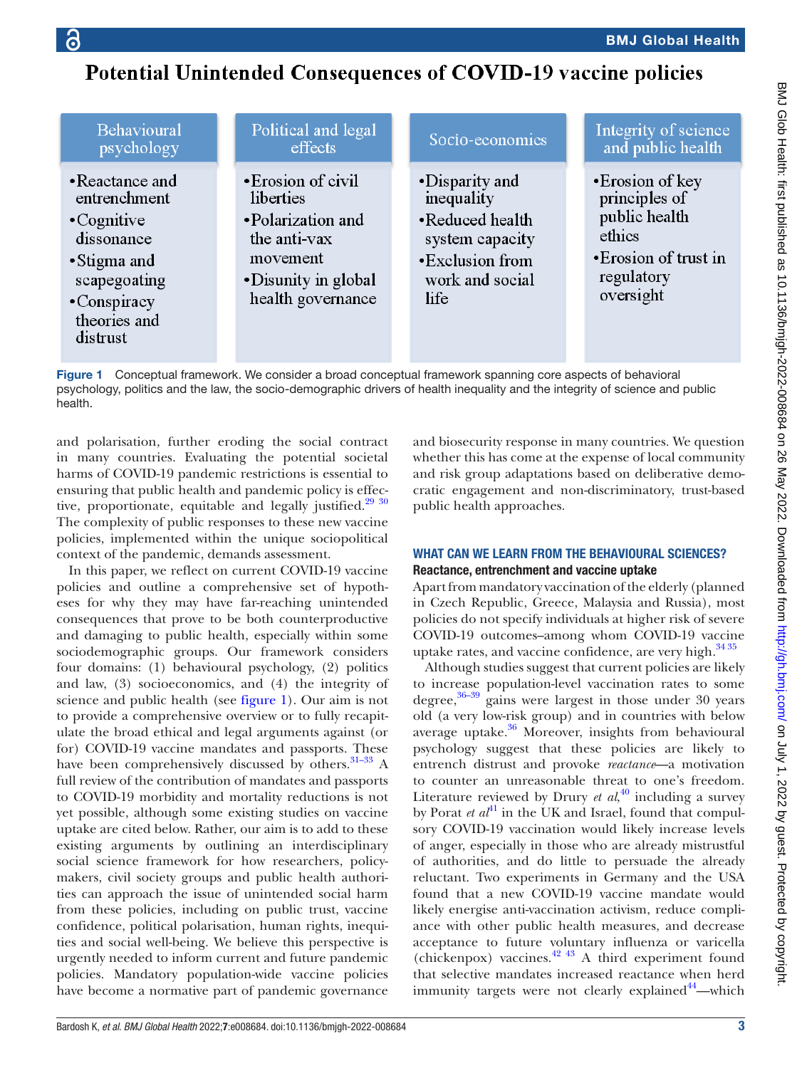# Potential Unintended Consequences of COVID-19 vaccine policies

| Behavioural psychology | Political and legal effects | Socio-economics | Integrity of science and public health |
| --- | --- | --- | --- |
| •Reactance and entrenchment<br>•Cognitive dissonance<br>•Stigma and scapegoating<br>•Conspiracy theories and distrust | •Erosion of civil liberties<br>•Polarization and the anti-vax movement<br>•Disunity in global health governance | •Disparity and inequality<br>•Reduced health system capacity<br>•Exclusion from work and social life | •Erosion of key principles of public health ethics<br>•Erosion of trust in regulatory oversight |

**Figure 1** Conceptual framework. We consider a broad conceptual framework spanning core aspects of behavioral psychology, politics and the law, the socio-demographic drivers of health inequality and the integrity of science and public health.

and polarisation, further eroding the social contract in many countries. Evaluating the potential societal harms of COVID-19 pandemic restrictions is essential to ensuring that public health and pandemic policy is effective, proportionate, equitable and legally justified.[29 30] The complexity of public responses to these new vaccine policies, implemented within the unique sociopolitical context of the pandemic, demands assessment.

In this paper, we reflect on current COVID-19 vaccine policies and outline a comprehensive set of hypotheses for why they may have far-reaching unintended consequences that prove to be both counterproductive and damaging to public health, especially within some sociodemographic groups. Our framework considers four domains: (1) behavioural psychology, (2) politics and law, (3) socioeconomics, and (4) the integrity of science and public health (see figure 1). Our aim is not to provide a comprehensive overview or to fully recapitulate the broad ethical and legal arguments against (or for) COVID-19 vaccine mandates and passports. These have been comprehensively discussed by others.[31–33] A full review of the contribution of mandates and passports to COVID-19 morbidity and mortality reductions is not yet possible, although some existing studies on vaccine uptake are cited below. Rather, our aim is to add to these existing arguments by outlining an interdisciplinary social science framework for how researchers, policymakers, civil society groups and public health authorities can approach the issue of unintended social harm from these policies, including on public trust, vaccine confidence, political polarisation, human rights, inequities and social well-being. We believe this perspective is urgently needed to inform current and future pandemic policies. Mandatory population-wide vaccine policies have become a normative part of pandemic governance and biosecurity response in many countries. We question whether this has come at the expense of local community and risk group adaptations based on deliberative democratic engagement and non-discriminatory, trust-based public health approaches.

## WHAT CAN WE LEARN FROM THE BEHAVIOURAL SCIENCES?

### Reactance, entrenchment and vaccine uptake

Apart from mandatory vaccination of the elderly (planned in Czech Republic, Greece, Malaysia and Russia), most policies do not specify individuals at higher risk of severe COVID-19 outcomes–among whom COVID-19 vaccine uptake rates, and vaccine confidence, are very high.[34 35]

Although studies suggest that current policies are likely to increase population-level vaccination rates to some degree,[36–39] gains were largest in those under 30 years old (a very low-risk group) and in countries with below average uptake.[36] Moreover, insights from behavioural psychology suggest that these policies are likely to entrench distrust and provoke *reactance*—a motivation to counter an unreasonable threat to one's freedom. Literature reviewed by Drury *et al*,[40] including a survey by Porat *et al*[41] in the UK and Israel, found that compulsory COVID-19 vaccination would likely increase levels of anger, especially in those who are already mistrustful of authorities, and do little to persuade the already reluctant. Two experiments in Germany and the USA found that a new COVID-19 vaccine mandate would likely energise anti-vaccination activism, reduce compliance with other public health measures, and decrease acceptance to future voluntary influenza or varicella (chickenpox) vaccines.[42 43] A third experiment found that selective mandates increased reactance when herd immunity targets were not clearly explained[44]—which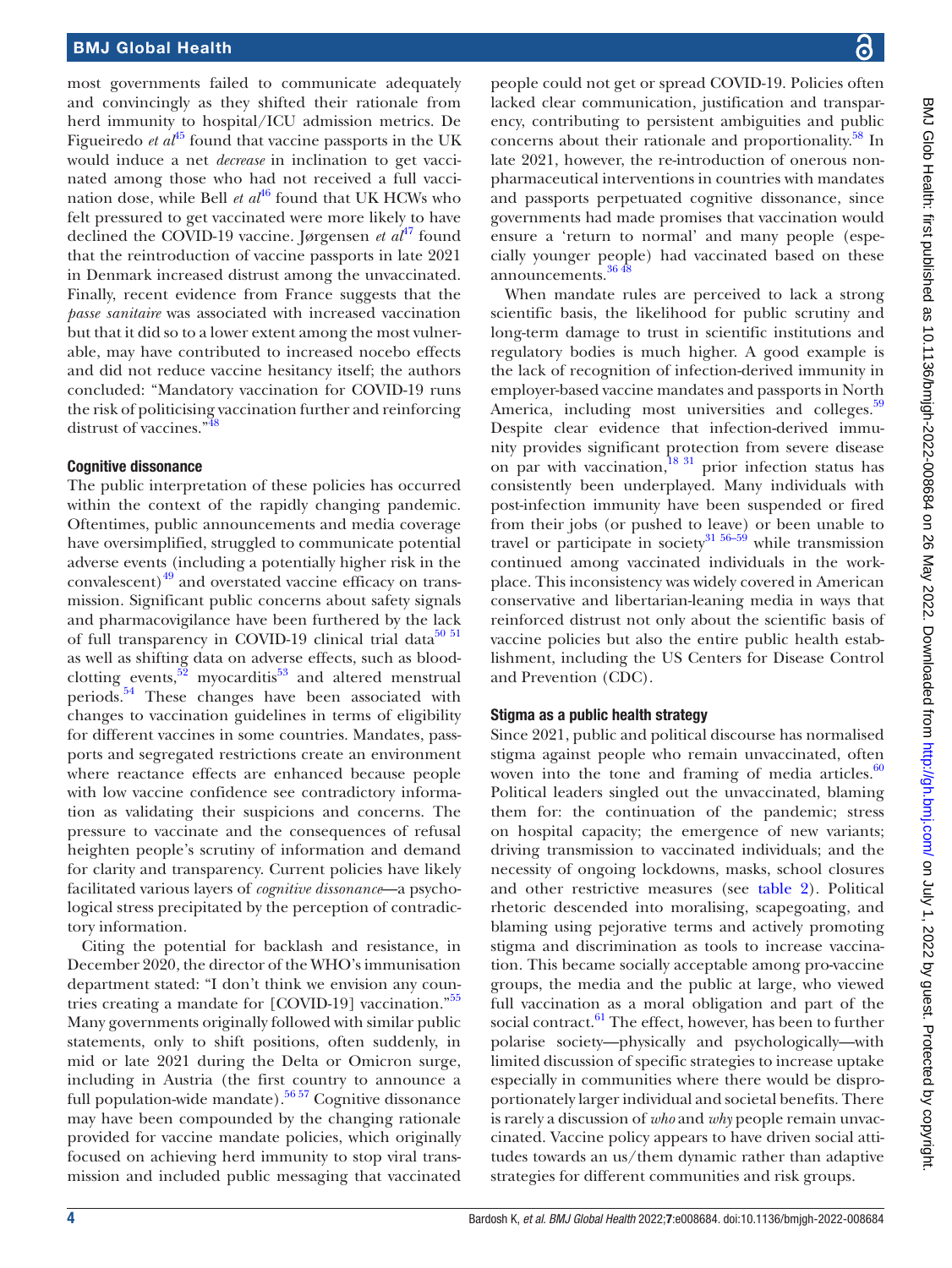most governments failed to communicate adequately and convincingly as they shifted their rationale from herd immunity to hospital/ICU admission metrics. De Figueiredo *et al*[45] found that vaccine passports in the UK would induce a net *decrease* in inclination to get vaccinated among those who had not received a full vaccination dose, while Bell *et al*[46] found that UK HCWs who felt pressured to get vaccinated were more likely to have declined the COVID-19 vaccine. Jørgensen *et al*[47] found that the reintroduction of vaccine passports in late 2021 in Denmark increased distrust among the unvaccinated. Finally, recent evidence from France suggests that the *passe sanitaire* was associated with increased vaccination but that it did so to a lower extent among the most vulnerable, may have contributed to increased nocebo effects and did not reduce vaccine hesitancy itself; the authors concluded: "Mandatory vaccination for COVID-19 runs the risk of politicising vaccination further and reinforcing distrust of vaccines."[48]

### Cognitive dissonance

The public interpretation of these policies has occurred within the context of the rapidly changing pandemic. Oftentimes, public announcements and media coverage have oversimplified, struggled to communicate potential adverse events (including a potentially higher risk in the convalescent)[49] and overstated vaccine efficacy on transmission. Significant public concerns about safety signals and pharmacovigilance have been furthered by the lack of full transparency in COVID-19 clinical trial data[50,51] as well as shifting data on adverse effects, such as blood-clotting events,[52] myocarditis[53] and altered menstrual periods.[54] These changes have been associated with changes to vaccination guidelines in terms of eligibility for different vaccines in some countries. Mandates, passports and segregated restrictions create an environment where reactance effects are enhanced because people with low vaccine confidence see contradictory information as validating their suspicions and concerns. The pressure to vaccinate and the consequences of refusal heighten people's scrutiny of information and demand for clarity and transparency. Current policies have likely facilitated various layers of *cognitive dissonance*—a psychological stress precipitated by the perception of contradictory information.

Citing the potential for backlash and resistance, in December 2020, the director of the WHO's immunisation department stated: "I don't think we envision any countries creating a mandate for [COVID-19] vaccination."[55] Many governments originally followed with similar public statements, only to shift positions, often suddenly, in mid or late 2021 during the Delta or Omicron surge, including in Austria (the first country to announce a full population-wide mandate).[56,57] Cognitive dissonance may have been compounded by the changing rationale provided for vaccine mandate policies, which originally focused on achieving herd immunity to stop viral transmission and included public messaging that vaccinated people could not get or spread COVID-19. Policies often lacked clear communication, justification and transparency, contributing to persistent ambiguities and public concerns about their rationale and proportionality.[58] In late 2021, however, the re-introduction of onerous non-pharmaceutical interventions in countries with mandates and passports perpetuated cognitive dissonance, since governments had made promises that vaccination would ensure a 'return to normal' and many people (especially younger people) had vaccinated based on these announcements.[36,48]

When mandate rules are perceived to lack a strong scientific basis, the likelihood for public scrutiny and long-term damage to trust in scientific institutions and regulatory bodies is much higher. A good example is the lack of recognition of infection-derived immunity in employer-based vaccine mandates and passports in North America, including most universities and colleges.[59] Despite clear evidence that infection-derived immunity provides significant protection from severe disease on par with vaccination,[18,31] prior infection status has consistently been underplayed. Many individuals with post-infection immunity have been suspended or fired from their jobs (or pushed to leave) or been unable to travel or participate in society[31,56–59] while transmission continued among vaccinated individuals in the workplace. This inconsistency was widely covered in American conservative and libertarian-leaning media in ways that reinforced distrust not only about the scientific basis of vaccine policies but also the entire public health establishment, including the US Centers for Disease Control and Prevention (CDC).

### Stigma as a public health strategy

Since 2021, public and political discourse has normalised stigma against people who remain unvaccinated, often woven into the tone and framing of media articles.[60] Political leaders singled out the unvaccinated, blaming them for: the continuation of the pandemic; stress on hospital capacity; the emergence of new variants; driving transmission to vaccinated individuals; and the necessity of ongoing lockdowns, masks, school closures and other restrictive measures (see table 2). Political rhetoric descended into moralising, scapegoating, and blaming using pejorative terms and actively promoting stigma and discrimination as tools to increase vaccination. This became socially acceptable among pro-vaccine groups, the media and the public at large, who viewed full vaccination as a moral obligation and part of the social contract.[61] The effect, however, has been to further polarise society—physically and psychologically—with limited discussion of specific strategies to increase uptake especially in communities where there would be disproportionately larger individual and societal benefits. There is rarely a discussion of *who* and *why* people remain unvaccinated. Vaccine policy appears to have driven social attitudes towards an us/them dynamic rather than adaptive strategies for different communities and risk groups.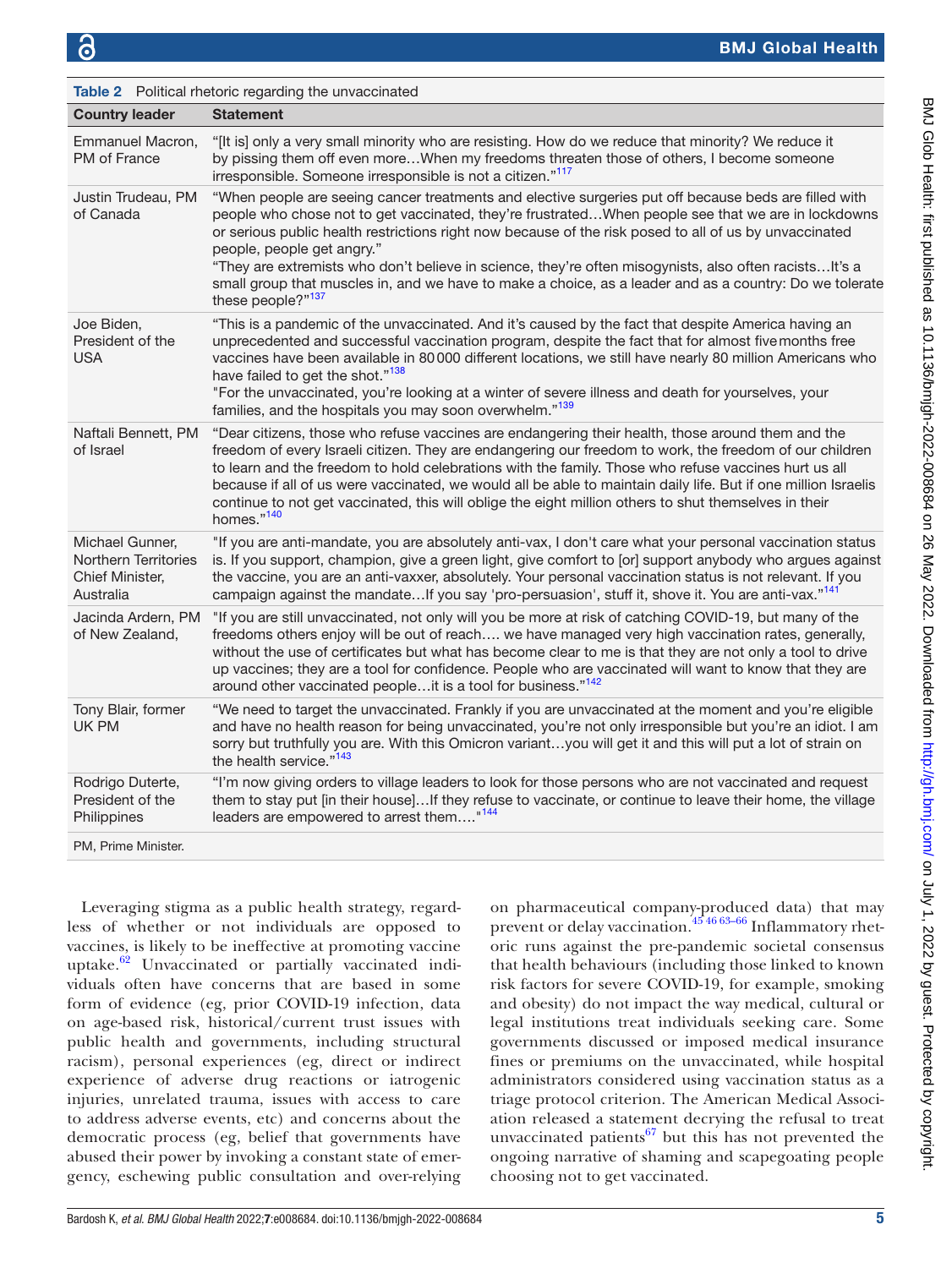**Table 2** Political rhetoric regarding the unvaccinated

| Country leader | Statement |
|---|---|
| Emmanuel Macron, PM of France | "[It is] only a very small minority who are resisting. How do we reduce that minority? We reduce it by pissing them off even more…When my freedoms threaten those of others, I become someone irresponsible. Someone irresponsible is not a citizen."[117] |
| Justin Trudeau, PM of Canada | "When people are seeing cancer treatments and elective surgeries put off because beds are filled with people who chose not to get vaccinated, they're frustrated…When people see that we are in lockdowns or serious public health restrictions right now because of the risk posed to all of us by unvaccinated people, people get angry." "They are extremists who don't believe in science, they're often misogynists, also often racists…It's a small group that muscles in, and we have to make a choice, as a leader and as a country: Do we tolerate these people?"[137] |
| Joe Biden, President of the USA | "This is a pandemic of the unvaccinated. And it's caused by the fact that despite America having an unprecedented and successful vaccination program, despite the fact that for almost five months free vaccines have been available in 80 000 different locations, we still have nearly 80 million Americans who have failed to get the shot."[138] "For the unvaccinated, you're looking at a winter of severe illness and death for yourselves, your families, and the hospitals you may soon overwhelm."[139] |
| Naftali Bennett, PM of Israel | "Dear citizens, those who refuse vaccines are endangering their health, those around them and the freedom of every Israeli citizen. They are endangering our freedom to work, the freedom of our children to learn and the freedom to hold celebrations with the family. Those who refuse vaccines hurt us all because if all of us were vaccinated, we would all be able to maintain daily life. But if one million Israelis continue to not get vaccinated, this will oblige the eight million others to shut themselves in their homes."[140] |
| Michael Gunner, Northern Territories Chief Minister, Australia | "If you are anti-mandate, you are absolutely anti-vax, I don't care what your personal vaccination status is. If you support, champion, give a green light, give comfort to [or] support anybody who argues against the vaccine, you are an anti-vaxxer, absolutely. Your personal vaccination status is not relevant. If you campaign against the mandate…If you say 'pro-persuasion', stuff it, shove it. You are anti-vax."[141] |
| Jacinda Ardern, PM of New Zealand, | "If you are still unvaccinated, not only will you be more at risk of catching COVID-19, but many of the freedoms others enjoy will be out of reach…. we have managed very high vaccination rates, generally, without the use of certificates but what has become clear to me is that they are not only a tool to drive up vaccines; they are a tool for confidence. People who are vaccinated will want to know that they are around other vaccinated people…it is a tool for business."[142] |
| Tony Blair, former UK PM | "We need to target the unvaccinated. Frankly if you are unvaccinated at the moment and you're eligible and have no health reason for being unvaccinated, you're not only irresponsible but you're an idiot. I am sorry but truthfully you are. With this Omicron variant…you will get it and this will put a lot of strain on the health service."[143] |
| Rodrigo Duterte, President of the Philippines | "I'm now giving orders to village leaders to look for those persons who are not vaccinated and request them to stay put [in their house]…If they refuse to vaccinate, or continue to leave their home, the village leaders are empowered to arrest them…."[144] |

PM, Prime Minister.

Leveraging stigma as a public health strategy, regardless of whether or not individuals are opposed to vaccines, is likely to be ineffective at promoting vaccine uptake.[62] Unvaccinated or partially vaccinated individuals often have concerns that are based in some form of evidence (eg, prior COVID-19 infection, data on age-based risk, historical/current trust issues with public health and governments, including structural racism), personal experiences (eg, direct or indirect experience of adverse drug reactions or iatrogenic injuries, unrelated trauma, issues with access to care to address adverse events, etc) and concerns about the democratic process (eg, belief that governments have abused their power by invoking a constant state of emergency, eschewing public consultation and over-relying on pharmaceutical company-produced data) that may prevent or delay vaccination.[45 46 63–66] Inflammatory rhetoric runs against the pre-pandemic societal consensus that health behaviours (including those linked to known risk factors for severe COVID-19, for example, smoking and obesity) do not impact the way medical, cultural or legal institutions treat individuals seeking care. Some governments discussed or imposed medical insurance fines or premiums on the unvaccinated, while hospital administrators considered using vaccination status as a triage protocol criterion. The American Medical Association released a statement decrying the refusal to treat unvaccinated patients[67] but this has not prevented the ongoing narrative of shaming and scapegoating people choosing not to get vaccinated.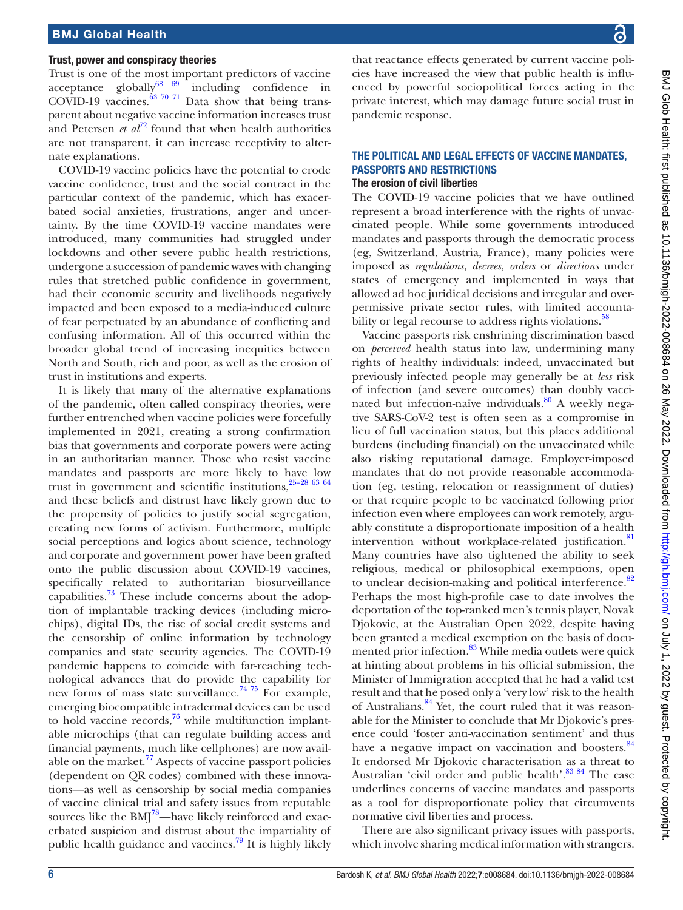### Trust, power and conspiracy theories

Trust is one of the most important predictors of vaccine acceptance globally[68 69] including confidence in COVID-19 vaccines.[63 70 71] Data show that being transparent about negative vaccine information increases trust and Petersen *et al*[72] found that when health authorities are not transparent, it can increase receptivity to alternate explanations.

COVID-19 vaccine policies have the potential to erode vaccine confidence, trust and the social contract in the particular context of the pandemic, which has exacerbated social anxieties, frustrations, anger and uncertainty. By the time COVID-19 vaccine mandates were introduced, many communities had struggled under lockdowns and other severe public health restrictions, undergone a succession of pandemic waves with changing rules that stretched public confidence in government, had their economic security and livelihoods negatively impacted and been exposed to a media-induced culture of fear perpetuated by an abundance of conflicting and confusing information. All of this occurred within the broader global trend of increasing inequities between North and South, rich and poor, as well as the erosion of trust in institutions and experts.

It is likely that many of the alternative explanations of the pandemic, often called conspiracy theories, were further entrenched when vaccine policies were forcefully implemented in 2021, creating a strong confirmation bias that governments and corporate powers were acting in an authoritarian manner. Those who resist vaccine mandates and passports are more likely to have low trust in government and scientific institutions,[25–28 63 64] and these beliefs and distrust have likely grown due to the propensity of policies to justify social segregation, creating new forms of activism. Furthermore, multiple social perceptions and logics about science, technology and corporate and government power have been grafted onto the public discussion about COVID-19 vaccines, specifically related to authoritarian biosurveillance capabilities.[73] These include concerns about the adoption of implantable tracking devices (including microchips), digital IDs, the rise of social credit systems and the censorship of online information by technology companies and state security agencies. The COVID-19 pandemic happens to coincide with far-reaching technological advances that do provide the capability for new forms of mass state surveillance.[74 75] For example, emerging biocompatible intradermal devices can be used to hold vaccine records,[76] while multifunction implantable microchips (that can regulate building access and financial payments, much like cellphones) are now available on the market.[77] Aspects of vaccine passport policies (dependent on QR codes) combined with these innovations—as well as censorship by social media companies of vaccine clinical trial and safety issues from reputable sources like the BMJ[78]—have likely reinforced and exacerbated suspicion and distrust about the impartiality of public health guidance and vaccines.[79] It is highly likely that reactance effects generated by current vaccine policies have increased the view that public health is influenced by powerful sociopolitical forces acting in the private interest, which may damage future social trust in pandemic response.

## THE POLITICAL AND LEGAL EFFECTS OF VACCINE MANDATES, PASSPORTS AND RESTRICTIONS

### The erosion of civil liberties

The COVID-19 vaccine policies that we have outlined represent a broad interference with the rights of unvaccinated people. While some governments introduced mandates and passports through the democratic process (eg, Switzerland, Austria, France), many policies were imposed as *regulations*, *decrees, orders* or *directions* under states of emergency and implemented in ways that allowed ad hoc juridical decisions and irregular and over-permissive private sector rules, with limited accountability or legal recourse to address rights violations.[58]

Vaccine passports risk enshrining discrimination based on *perceived* health status into law, undermining many rights of healthy individuals: indeed, unvaccinated but previously infected people may generally be at *less* risk of infection (and severe outcomes) than doubly vaccinated but infection-naïve individuals.[80] A weekly negative SARS-CoV-2 test is often seen as a compromise in lieu of full vaccination status, but this places additional burdens (including financial) on the unvaccinated while also risking reputational damage. Employer-imposed mandates that do not provide reasonable accommodation (eg, testing, relocation or reassignment of duties) or that require people to be vaccinated following prior infection even where employees can work remotely, arguably constitute a disproportionate imposition of a health intervention without workplace-related justification.[81] Many countries have also tightened the ability to seek religious, medical or philosophical exemptions, open to unclear decision-making and political interference.[82] Perhaps the most high-profile case to date involves the deportation of the top-ranked men's tennis player, Novak Djokovic, at the Australian Open 2022, despite having been granted a medical exemption on the basis of documented prior infection.[83] While media outlets were quick at hinting about problems in his official submission, the Minister of Immigration accepted that he had a valid test result and that he posed only a 'very low' risk to the health of Australians.[84] Yet, the court ruled that it was reasonable for the Minister to conclude that Mr Djokovic's presence could 'foster anti-vaccination sentiment' and thus have a negative impact on vaccination and boosters.[84] It endorsed Mr Djokovic characterisation as a threat to Australian 'civil order and public health'.[83 84] The case underlines concerns of vaccine mandates and passports as a tool for disproportionate policy that circumvents normative civil liberties and process.

There are also significant privacy issues with passports, which involve sharing medical information with strangers.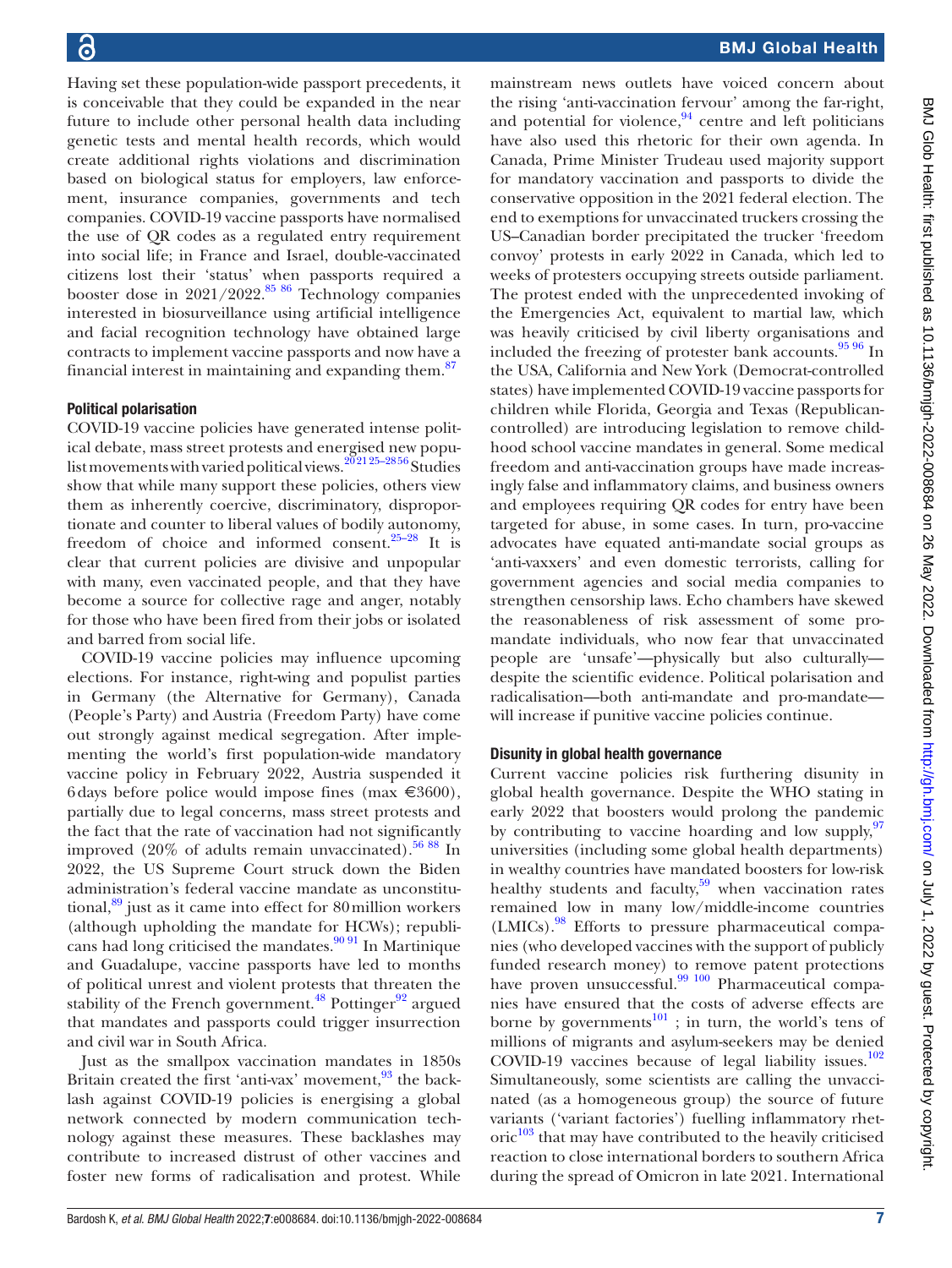Having set these population-wide passport precedents, it is conceivable that they could be expanded in the near future to include other personal health data including genetic tests and mental health records, which would create additional rights violations and discrimination based on biological status for employers, law enforcement, insurance companies, governments and tech companies. COVID-19 vaccine passports have normalised the use of QR codes as a regulated entry requirement into social life; in France and Israel, double-vaccinated citizens lost their 'status' when passports required a booster dose in 2021/2022.[85 86] Technology companies interested in biosurveillance using artificial intelligence and facial recognition technology have obtained large contracts to implement vaccine passports and now have a financial interest in maintaining and expanding them.[87]

### Political polarisation

COVID-19 vaccine policies have generated intense political debate, mass street protests and energised new populist movements with varied political views.[20 21 25–28 56] Studies show that while many support these policies, others view them as inherently coercive, discriminatory, disproportionate and counter to liberal values of bodily autonomy, freedom of choice and informed consent.[25–28] It is clear that current policies are divisive and unpopular with many, even vaccinated people, and that they have become a source for collective rage and anger, notably for those who have been fired from their jobs or isolated and barred from social life.

COVID-19 vaccine policies may influence upcoming elections. For instance, right-wing and populist parties in Germany (the Alternative for Germany), Canada (People's Party) and Austria (Freedom Party) have come out strongly against medical segregation. After implementing the world's first population-wide mandatory vaccine policy in February 2022, Austria suspended it 6 days before police would impose fines (max €3600), partially due to legal concerns, mass street protests and the fact that the rate of vaccination had not significantly improved (20% of adults remain unvaccinated).[56 88] In 2022, the US Supreme Court struck down the Biden administration's federal vaccine mandate as unconstitutional,[89] just as it came into effect for 80 million workers (although upholding the mandate for HCWs); republicans had long criticised the mandates.[90 91] In Martinique and Guadalupe, vaccine passports have led to months of political unrest and violent protests that threaten the stability of the French government.[48] Pottinger[92] argued that mandates and passports could trigger insurrection and civil war in South Africa.

Just as the smallpox vaccination mandates in 1850s Britain created the first 'anti-vax' movement,[93] the backlash against COVID-19 policies is energising a global network connected by modern communication technology against these measures. These backlashes may contribute to increased distrust of other vaccines and foster new forms of radicalisation and protest. While mainstream news outlets have voiced concern about the rising 'anti-vaccination fervour' among the far-right, and potential for violence,[94] centre and left politicians have also used this rhetoric for their own agenda. In Canada, Prime Minister Trudeau used majority support for mandatory vaccination and passports to divide the conservative opposition in the 2021 federal election. The end to exemptions for unvaccinated truckers crossing the US–Canadian border precipitated the trucker 'freedom convoy' protests in early 2022 in Canada, which led to weeks of protesters occupying streets outside parliament. The protest ended with the unprecedented invoking of the Emergencies Act, equivalent to martial law, which was heavily criticised by civil liberty organisations and included the freezing of protester bank accounts.[95 96] In the USA, California and New York (Democrat-controlled states) have implemented COVID-19 vaccine passports for children while Florida, Georgia and Texas (Republican-controlled) are introducing legislation to remove childhood school vaccine mandates in general. Some medical freedom and anti-vaccination groups have made increasingly false and inflammatory claims, and business owners and employees requiring QR codes for entry have been targeted for abuse, in some cases. In turn, pro-vaccine advocates have equated anti-mandate social groups as 'anti-vaxxers' and even domestic terrorists, calling for government agencies and social media companies to strengthen censorship laws. Echo chambers have skewed the reasonableness of risk assessment of some pro-mandate individuals, who now fear that unvaccinated people are 'unsafe'—physically but also culturally—despite the scientific evidence. Political polarisation and radicalisation—both anti-mandate and pro-mandate—will increase if punitive vaccine policies continue.

### Disunity in global health governance

Current vaccine policies risk furthering disunity in global health governance. Despite the WHO stating in early 2022 that boosters would prolong the pandemic by contributing to vaccine hoarding and low supply,[97] universities (including some global health departments) in wealthy countries have mandated boosters for low-risk healthy students and faculty,[59] when vaccination rates remained low in many low/middle-income countries (LMICs).[98] Efforts to pressure pharmaceutical companies (who developed vaccines with the support of publicly funded research money) to remove patent protections have proven unsuccessful.[99 100] Pharmaceutical companies have ensured that the costs of adverse effects are borne by governments[101]; in turn, the world's tens of millions of migrants and asylum-seekers may be denied COVID-19 vaccines because of legal liability issues.[102] Simultaneously, some scientists are calling the unvaccinated (as a homogeneous group) the source of future variants ('variant factories') fuelling inflammatory rhetoric[103] that may have contributed to the heavily criticised reaction to close international borders to southern Africa during the spread of Omicron in late 2021. International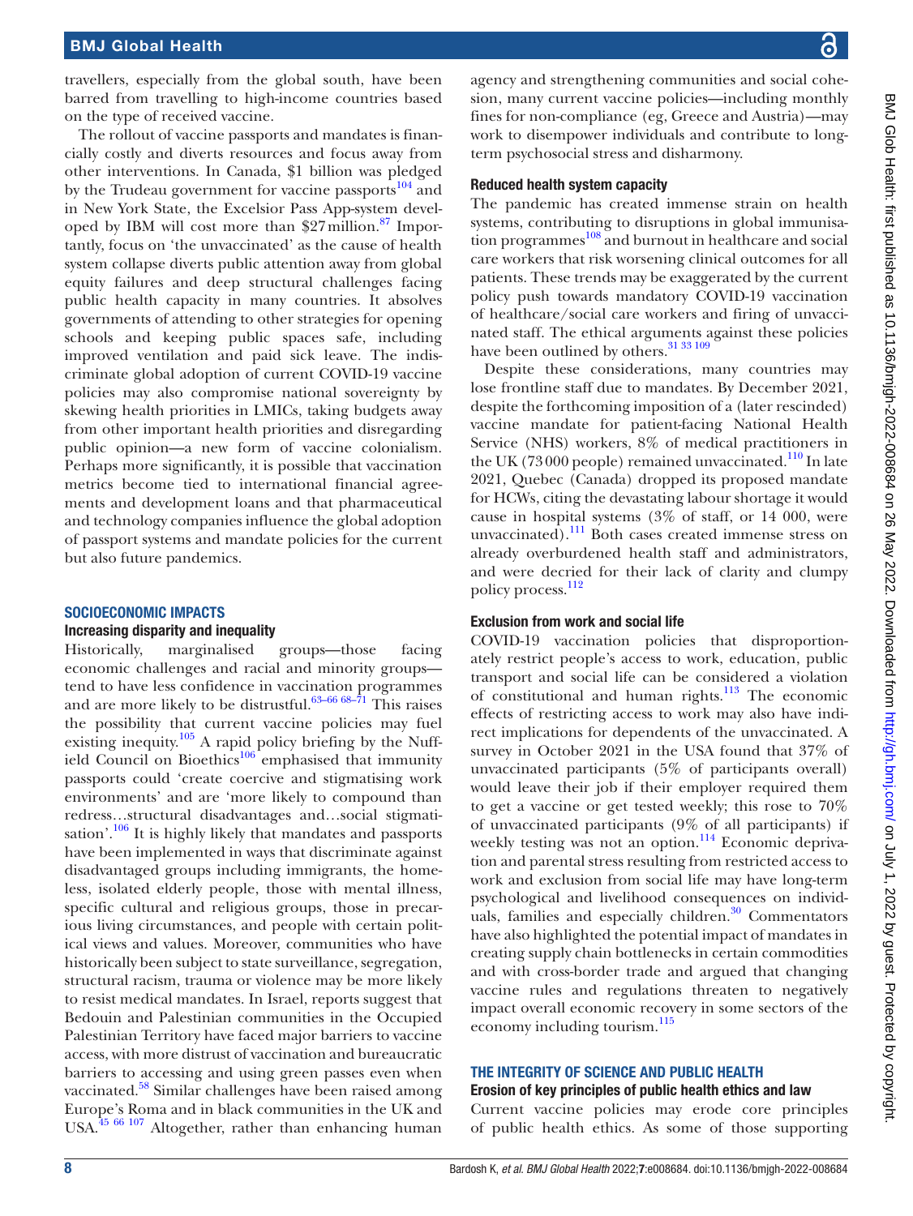travellers, especially from the global south, have been barred from travelling to high-income countries based on the type of received vaccine.

The rollout of vaccine passports and mandates is financially costly and diverts resources and focus away from other interventions. In Canada, $1 billion was pledged by the Trudeau government for vaccine passports[104] and in New York State, the Excelsior Pass App-system developed by IBM will cost more than $27 million.[87] Importantly, focus on 'the unvaccinated' as the cause of health system collapse diverts public attention away from global equity failures and deep structural challenges facing public health capacity in many countries. It absolves governments of attending to other strategies for opening schools and keeping public spaces safe, including improved ventilation and paid sick leave. The indiscriminate global adoption of current COVID-19 vaccine policies may also compromise national sovereignty by skewing health priorities in LMICs, taking budgets away from other important health priorities and disregarding public opinion—a new form of vaccine colonialism. Perhaps more significantly, it is possible that vaccination metrics become tied to international financial agreements and development loans and that pharmaceutical and technology companies influence the global adoption of passport systems and mandate policies for the current but also future pandemics.

## SOCIOECONOMIC IMPACTS

### Increasing disparity and inequality

Historically, marginalised groups—those facing economic challenges and racial and minority groups—tend to have less confidence in vaccination programmes and are more likely to be distrustful.[63–66 68–71] This raises the possibility that current vaccine policies may fuel existing inequity.[105] A rapid policy briefing by the Nuffield Council on Bioethics[106] emphasised that immunity passports could 'create coercive and stigmatising work environments' and are 'more likely to compound than redress…structural disadvantages and…social stigmatisation'.[106] It is highly likely that mandates and passports have been implemented in ways that discriminate against disadvantaged groups including immigrants, the homeless, isolated elderly people, those with mental illness, specific cultural and religious groups, those in precarious living circumstances, and people with certain political views and values. Moreover, communities who have historically been subject to state surveillance, segregation, structural racism, trauma or violence may be more likely to resist medical mandates. In Israel, reports suggest that Bedouin and Palestinian communities in the Occupied Palestinian Territory have faced major barriers to vaccine access, with more distrust of vaccination and bureaucratic barriers to accessing and using green passes even when vaccinated.[58] Similar challenges have been raised among Europe's Roma and in black communities in the UK and USA.[45 66 107] Altogether, rather than enhancing human agency and strengthening communities and social cohesion, many current vaccine policies—including monthly fines for non-compliance (eg, Greece and Austria)—may work to disempower individuals and contribute to long-term psychosocial stress and disharmony.

### Reduced health system capacity

The pandemic has created immense strain on health systems, contributing to disruptions in global immunisation programmes[108] and burnout in healthcare and social care workers that risk worsening clinical outcomes for all patients. These trends may be exaggerated by the current policy push towards mandatory COVID-19 vaccination of healthcare/social care workers and firing of unvaccinated staff. The ethical arguments against these policies have been outlined by others.[31 33 109]

Despite these considerations, many countries may lose frontline staff due to mandates. By December 2021, despite the forthcoming imposition of a (later rescinded) vaccine mandate for patient-facing National Health Service (NHS) workers, 8% of medical practitioners in the UK (73 000 people) remained unvaccinated.[110] In late 2021, Quebec (Canada) dropped its proposed mandate for HCWs, citing the devastating labour shortage it would cause in hospital systems (3% of staff, or 14 000, were unvaccinated).[111] Both cases created immense stress on already overburdened health staff and administrators, and were decried for their lack of clarity and clumpy policy process.[112]

### Exclusion from work and social life

COVID-19 vaccination policies that disproportionately restrict people's access to work, education, public transport and social life can be considered a violation of constitutional and human rights.[113] The economic effects of restricting access to work may also have indirect implications for dependents of the unvaccinated. A survey in October 2021 in the USA found that 37% of unvaccinated participants (5% of participants overall) would leave their job if their employer required them to get a vaccine or get tested weekly; this rose to 70% of unvaccinated participants (9% of all participants) if weekly testing was not an option.[114] Economic deprivation and parental stress resulting from restricted access to work and exclusion from social life may have long-term psychological and livelihood consequences on individuals, families and especially children.[30] Commentators have also highlighted the potential impact of mandates in creating supply chain bottlenecks in certain commodities and with cross-border trade and argued that changing vaccine rules and regulations threaten to negatively impact overall economic recovery in some sectors of the economy including tourism.[115]

## THE INTEGRITY OF SCIENCE AND PUBLIC HEALTH

### Erosion of key principles of public health ethics and law

Current vaccine policies may erode core principles of public health ethics. As some of those supporting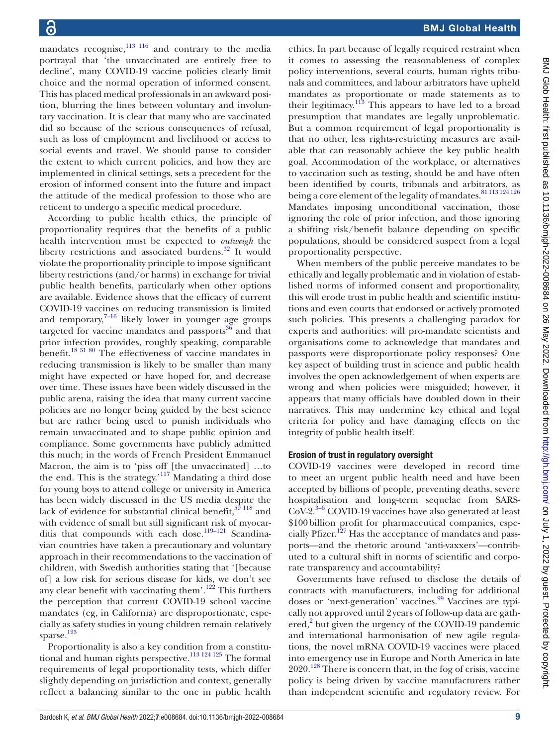mandates recognise,[113 116] and contrary to the media portrayal that 'the unvaccinated are entirely free to decline', many COVID-19 vaccine policies clearly limit choice and the normal operation of informed consent. This has placed medical professionals in an awkward position, blurring the lines between voluntary and involuntary vaccination. It is clear that many who are vaccinated did so because of the serious consequences of refusal, such as loss of employment and livelihood or access to social events and travel. We should pause to consider the extent to which current policies, and how they are implemented in clinical settings, sets a precedent for the erosion of informed consent into the future and impact the attitude of the medical profession to those who are reticent to undergo a specific medical procedure.

According to public health ethics, the principle of proportionality requires that the benefits of a public health intervention must be expected to *outweigh* the liberty restrictions and associated burdens.[32] It would violate the proportionality principle to impose significant liberty restrictions (and/or harms) in exchange for trivial public health benefits, particularly when other options are available. Evidence shows that the efficacy of current COVID-19 vaccines on reducing transmission is limited and temporary,[7–16] likely lower in younger age groups targeted for vaccine mandates and passports[36] and that prior infection provides, roughly speaking, comparable benefit.[18 31 80] The effectiveness of vaccine mandates in reducing transmission is likely to be smaller than many might have expected or have hoped for, and decrease over time. These issues have been widely discussed in the public arena, raising the idea that many current vaccine policies are no longer being guided by the best science but are rather being used to punish individuals who remain unvaccinated and to shape public opinion and compliance. Some governments have publicly admitted this much; in the words of French President Emmanuel Macron, the aim is to 'piss off [the unvaccinated] …to the end. This is the strategy.'[117] Mandating a third dose for young boys to attend college or university in America has been widely discussed in the US media despite the lack of evidence for substantial clinical benefit,[59 118] and with evidence of small but still significant risk of myocarditis that compounds with each dose.[119–121] Scandinavian countries have taken a precautionary and voluntary approach in their recommendations to the vaccination of children, with Swedish authorities stating that '[because of] a low risk for serious disease for kids, we don't see any clear benefit with vaccinating them'.[122] This furthers the perception that current COVID-19 school vaccine mandates (eg, in California) are disproportionate, especially as safety studies in young children remain relatively sparse.[123]

Proportionality is also a key condition from a constitutional and human rights perspective.[113 124 125] The formal requirements of legal proportionality tests, which differ slightly depending on jurisdiction and context, generally reflect a balancing similar to the one in public health ethics. In part because of legally required restraint when it comes to assessing the reasonableness of complex policy interventions, several courts, human rights tribunals and committees, and labour arbitrators have upheld mandates as proportionate or made statements as to their legitimacy.[113] This appears to have led to a broad presumption that mandates are legally unproblematic. But a common requirement of legal proportionality is that no other, less rights-restricting measures are available that can reasonably achieve the key public health goal. Accommodation of the workplace, or alternatives to vaccination such as testing, should be and have often been identified by courts, tribunals and arbitrators, as being a core element of the legality of mandates.[81 113 124 126] Mandates imposing unconditional vaccination, those ignoring the role of prior infection, and those ignoring a shifting risk/benefit balance depending on specific populations, should be considered suspect from a legal proportionality perspective.

When members of the public perceive mandates to be ethically and legally problematic and in violation of established norms of informed consent and proportionality, this will erode trust in public health and scientific institutions and even courts that endorsed or actively promoted such policies. This presents a challenging paradox for experts and authorities: will pro-mandate scientists and organisations come to acknowledge that mandates and passports were disproportionate policy responses? One key aspect of building trust in science and public health involves the open acknowledgement of when experts are wrong and when policies were misguided; however, it appears that many officials have doubled down in their narratives. This may undermine key ethical and legal criteria for policy and have damaging effects on the integrity of public health itself.

#### Erosion of trust in regulatory oversight

COVID-19 vaccines were developed in record time to meet an urgent public health need and have been accepted by billions of people, preventing deaths, severe hospitalisation and long-term sequelae from SARS-CoV-2.[3–6] COVID-19 vaccines have also generated at least \$100 billion profit for pharmaceutical companies, especially Pfizer.[127] Has the acceptance of mandates and passports—and the rhetoric around 'anti-vaxxers'—contributed to a cultural shift in norms of scientific and corporate transparency and accountability?

Governments have refused to disclose the details of contracts with manufacturers, including for additional doses or 'next-generation' vaccines.[99] Vaccines are typically not approved until 2 years of follow-up data are gathered,[2] but given the urgency of the COVID-19 pandemic and international harmonisation of new agile regulations, the novel mRNA COVID-19 vaccines were placed into emergency use in Europe and North America in late 2020.[128] There is concern that, in the fog of crisis, vaccine policy is being driven by vaccine manufacturers rather than independent scientific and regulatory review. For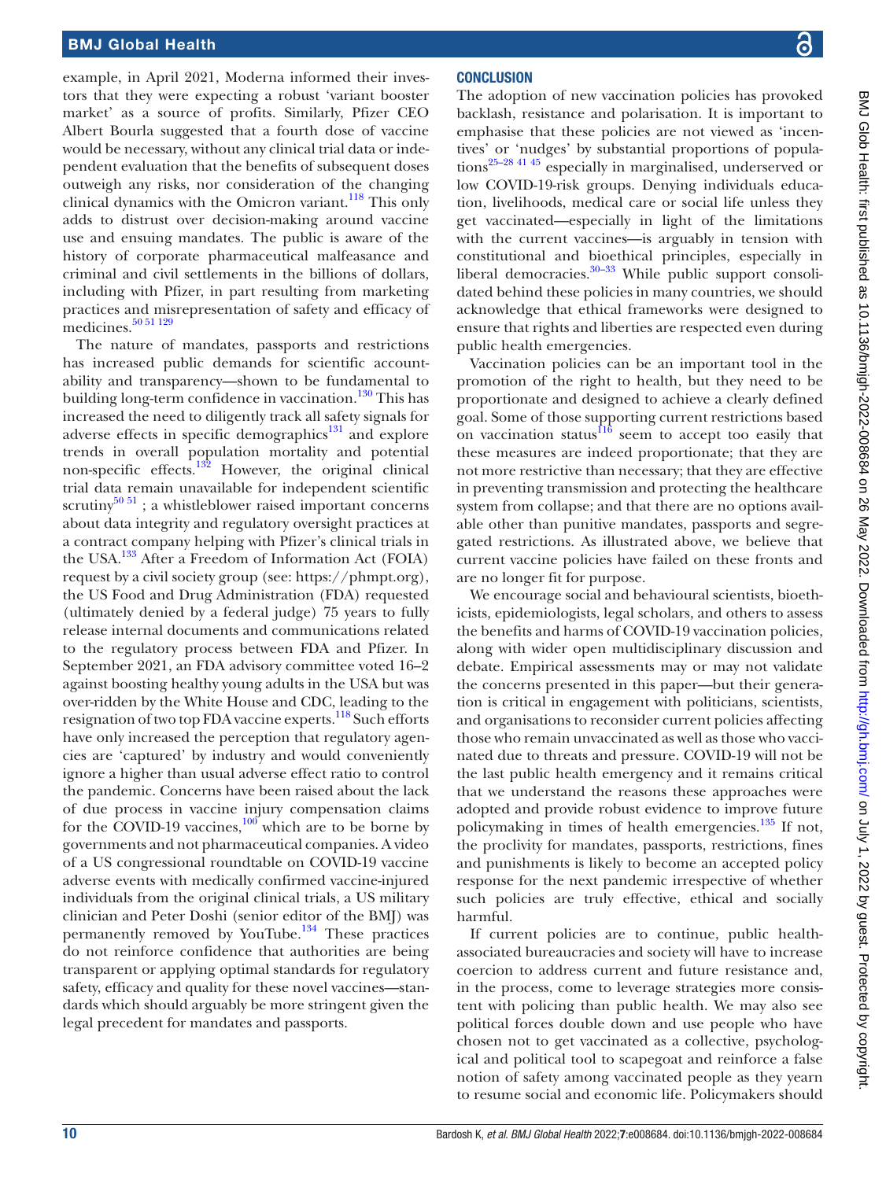example, in April 2021, Moderna informed their investors that they were expecting a robust 'variant booster market' as a source of profits. Similarly, Pfizer CEO Albert Bourla suggested that a fourth dose of vaccine would be necessary, without any clinical trial data or independent evaluation that the benefits of subsequent doses outweigh any risks, nor consideration of the changing clinical dynamics with the Omicron variant.[118] This only adds to distrust over decision-making around vaccine use and ensuing mandates. The public is aware of the history of corporate pharmaceutical malfeasance and criminal and civil settlements in the billions of dollars, including with Pfizer, in part resulting from marketing practices and misrepresentation of safety and efficacy of medicines.[50 51 129]

The nature of mandates, passports and restrictions has increased public demands for scientific accountability and transparency—shown to be fundamental to building long-term confidence in vaccination.[130] This has increased the need to diligently track all safety signals for adverse effects in specific demographics[131] and explore trends in overall population mortality and potential non-specific effects.[132] However, the original clinical trial data remain unavailable for independent scientific scrutiny[50 51]; a whistleblower raised important concerns about data integrity and regulatory oversight practices at a contract company helping with Pfizer's clinical trials in the USA.[133] After a Freedom of Information Act (FOIA) request by a civil society group (see: https://phmpt.org), the US Food and Drug Administration (FDA) requested (ultimately denied by a federal judge) 75 years to fully release internal documents and communications related to the regulatory process between FDA and Pfizer. In September 2021, an FDA advisory committee voted 16–2 against boosting healthy young adults in the USA but was over-ridden by the White House and CDC, leading to the resignation of two top FDA vaccine experts.[118] Such efforts have only increased the perception that regulatory agencies are 'captured' by industry and would conveniently ignore a higher than usual adverse effect ratio to control the pandemic. Concerns have been raised about the lack of due process in vaccine injury compensation claims for the COVID-19 vaccines,[100] which are to be borne by governments and not pharmaceutical companies. A video of a US congressional roundtable on COVID-19 vaccine adverse events with medically confirmed vaccine-injured individuals from the original clinical trials, a US military clinician and Peter Doshi (senior editor of the BMJ) was permanently removed by YouTube.[134] These practices do not reinforce confidence that authorities are being transparent or applying optimal standards for regulatory safety, efficacy and quality for these novel vaccines—standards which should arguably be more stringent given the legal precedent for mandates and passports.

## CONCLUSION

The adoption of new vaccination policies has provoked backlash, resistance and polarisation. It is important to emphasise that these policies are not viewed as 'incentives' or 'nudges' by substantial proportions of populations[25–28 41 45] especially in marginalised, underserved or low COVID-19-risk groups. Denying individuals education, livelihoods, medical care or social life unless they get vaccinated—especially in light of the limitations with the current vaccines—is arguably in tension with constitutional and bioethical principles, especially in liberal democracies.[30–33] While public support consolidated behind these policies in many countries, we should acknowledge that ethical frameworks were designed to ensure that rights and liberties are respected even during public health emergencies.

Vaccination policies can be an important tool in the promotion of the right to health, but they need to be proportionate and designed to achieve a clearly defined goal. Some of those supporting current restrictions based on vaccination status[116] seem to accept too easily that these measures are indeed proportionate; that they are not more restrictive than necessary; that they are effective in preventing transmission and protecting the healthcare system from collapse; and that there are no options available other than punitive mandates, passports and segregated restrictions. As illustrated above, we believe that current vaccine policies have failed on these fronts and are no longer fit for purpose.

We encourage social and behavioural scientists, bioethicists, epidemiologists, legal scholars, and others to assess the benefits and harms of COVID-19 vaccination policies, along with wider open multidisciplinary discussion and debate. Empirical assessments may or may not validate the concerns presented in this paper—but their generation is critical in engagement with politicians, scientists, and organisations to reconsider current policies affecting those who remain unvaccinated as well as those who vaccinated due to threats and pressure. COVID-19 will not be the last public health emergency and it remains critical that we understand the reasons these approaches were adopted and provide robust evidence to improve future policymaking in times of health emergencies.[135] If not, the proclivity for mandates, passports, restrictions, fines and punishments is likely to become an accepted policy response for the next pandemic irrespective of whether such policies are truly effective, ethical and socially harmful.

If current policies are to continue, public health-associated bureaucracies and society will have to increase coercion to address current and future resistance and, in the process, come to leverage strategies more consistent with policing than public health. We may also see political forces double down and use people who have chosen not to get vaccinated as a collective, psychological and political tool to scapegoat and reinforce a false notion of safety among vaccinated people as they yearn to resume social and economic life. Policymakers should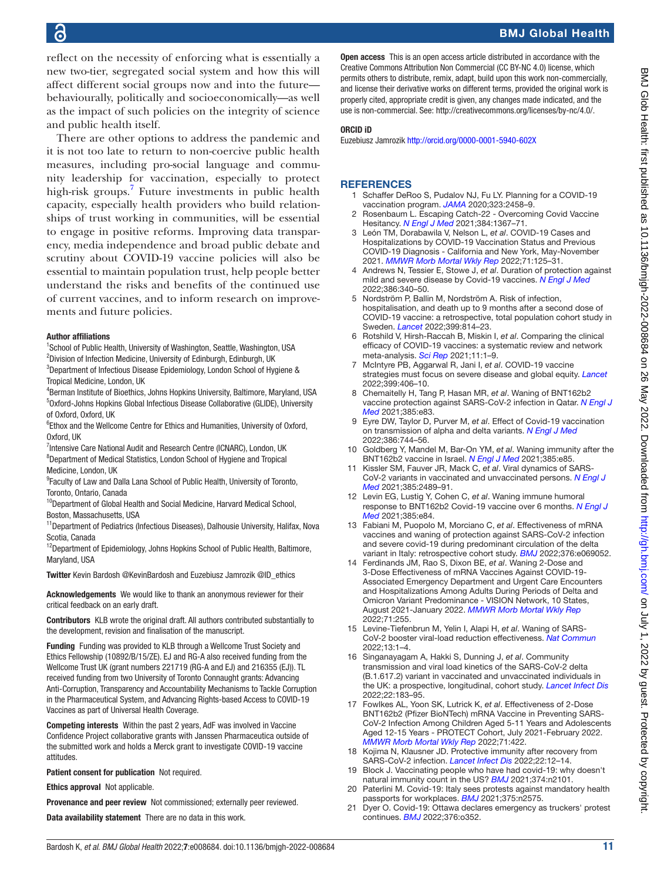reflect on the necessity of enforcing what is essentially a new two-tier, segregated social system and how this will affect different social groups now and into the future—behaviourally, politically and socioeconomically—as well as the impact of such policies on the integrity of science and public health itself.

There are other options to address the pandemic and it is not too late to return to non-coercive public health measures, including pro-social language and community leadership for vaccination, especially to protect high-risk groups.[7] Future investments in public health capacity, especially health providers who build relationships of trust working in communities, will be essential to engage in positive reforms. Improving data transparency, media independence and broad public debate and scrutiny about COVID-19 vaccine policies will also be essential to maintain population trust, help people better understand the risks and benefits of the continued use of current vaccines, and to inform research on improvements and future policies.

**Author affiliations**

[1]School of Public Health, University of Washington, Seattle, Washington, USA
[2]Division of Infection Medicine, University of Edinburgh, Edinburgh, UK
[3]Department of Infectious Disease Epidemiology, London School of Hygiene & Tropical Medicine, London, UK
[4]Berman Institute of Bioethics, Johns Hopkins University, Baltimore, Maryland, USA
[5]Oxford-Johns Hopkins Global Infectious Disease Collaborative (GLIDE), University of Oxford, Oxford, UK
[6]Ethox and the Wellcome Centre for Ethics and Humanities, University of Oxford, Oxford, UK
[7]Intensive Care National Audit and Research Centre (ICNARC), London, UK
[8]Department of Medical Statistics, London School of Hygiene and Tropical Medicine, London, UK
[9]Faculty of Law and Dalla Lana School of Public Health, University of Toronto, Toronto, Ontario, Canada
[10]Department of Global Health and Social Medicine, Harvard Medical School, Boston, Massachusetts, USA
[11]Department of Pediatrics (Infectious Diseases), Dalhousie University, Halifax, Nova Scotia, Canada
[12]Department of Epidemiology, Johns Hopkins School of Public Health, Baltimore, Maryland, USA

**Twitter** Kevin Bardosh @KevinBardosh and Euzebiusz Jamrozik @ID_ethics

**Acknowledgements** We would like to thank an anonymous reviewer for their critical feedback on an early draft.

**Contributors** KLB wrote the original draft. All authors contributed substantially to the development, revision and finalisation of the manuscript.

**Funding** Funding was provided to KLB through a Wellcome Trust Society and Ethics Fellowship (10892/B/15/ZE). EJ and RG-A also received funding from the Wellcome Trust UK (grant numbers 221719 (RG-A and EJ) and 216355 (EJ)). TL received funding from two University of Toronto Connaught grants: Advancing Anti-Corruption, Transparency and Accountability Mechanisms to Tackle Corruption in the Pharmaceutical System, and Advancing Rights-based Access to COVID-19 Vaccines as part of Universal Health Coverage.

**Competing interests** Within the past 2 years, AdF was involved in Vaccine Confidence Project collaborative grants with Janssen Pharmaceutica outside of the submitted work and holds a Merck grant to investigate COVID-19 vaccine attitudes.

**Patient consent for publication** Not required.

**Ethics approval** Not applicable.

**Provenance and peer review** Not commissioned; externally peer reviewed.

**Data availability statement** There are no data in this work.

**Open access** This is an open access article distributed in accordance with the Creative Commons Attribution Non Commercial (CC BY-NC 4.0) license, which permits others to distribute, remix, adapt, build upon this work non-commercially, and license their derivative works on different terms, provided the original work is properly cited, appropriate credit is given, any changes made indicated, and the use is non-commercial. See: http://creativecommons.org/licenses/by-nc/4.0/.

**ORCID iD**

Euzebiusz Jamrozik http://orcid.org/0000-0001-5940-602X

## REFERENCES

1. Schaffer DeRoo S, Pudalov NJ, Fu LY. Planning for a COVID-19 vaccination program. *JAMA* 2020;323:2458–9.
2. Rosenbaum L. Escaping Catch-22 - Overcoming Covid Vaccine Hesitancy. *N Engl J Med* 2021;384:1367–71.
3. León TM, Dorabawila V, Nelson L, *et al*. COVID-19 Cases and Hospitalizations by COVID-19 Vaccination Status and Previous COVID-19 Diagnosis - California and New York, May-November 2021. *MMWR Morb Mortal Wkly Rep* 2022;71:125–31.
4. Andrews N, Tessier E, Stowe J, *et al*. Duration of protection against mild and severe disease by Covid-19 vaccines. *N Engl J Med* 2022;386:340–50.
5. Nordström P, Ballin M, Nordström A. Risk of infection, hospitalisation, and death up to 9 months after a second dose of COVID-19 vaccine: a retrospective, total population cohort study in Sweden. *Lancet* 2022;399:814–23.
6. Rotshild V, Hirsh-Raccah B, Miskin I, *et al*. Comparing the clinical efficacy of COVID-19 vaccines: a systematic review and network meta-analysis. *Sci Rep* 2021;11:1–9.
7. McIntyre PB, Aggarwal R, Jani I, *et al*. COVID-19 vaccine strategies must focus on severe disease and global equity. *Lancet* 2022;399:406–10.
8. Chemaitelly H, Tang P, Hasan MR, *et al*. Waning of BNT162b2 vaccine protection against SARS-CoV-2 infection in Qatar. *N Engl J Med* 2021;385:e83.
9. Eyre DW, Taylor D, Purver M, *et al*. Effect of Covid-19 vaccination on transmission of alpha and delta variants. *N Engl J Med* 2022;386:744–56.
10. Goldberg Y, Mandel M, Bar-On YM, *et al*. Waning immunity after the BNT162b2 vaccine in Israel. *N Engl J Med* 2021;385:e85.
11. Kissler SM, Fauver JR, Mack C, *et al*. Viral dynamics of SARS-CoV-2 variants in vaccinated and unvaccinated persons. *N Engl J Med* 2021;385:2489–91.
12. Levin EG, Lustig Y, Cohen C, *et al*. Waning immune humoral response to BNT162b2 Covid-19 vaccine over 6 months. *N Engl J Med* 2021;385:e84.
13. Fabiani M, Puopolo M, Morciano C, *et al*. Effectiveness of mRNA vaccines and waning of protection against SARS-CoV-2 infection and severe covid-19 during predominant circulation of the delta variant in Italy: retrospective cohort study. *BMJ* 2022;376:e069052.
14. Ferdinands JM, Rao S, Dixon BE, *et al*. Waning 2-Dose and 3-Dose Effectiveness of mRNA Vaccines Against COVID-19-Associated Emergency Department and Urgent Care Encounters and Hospitalizations Among Adults During Periods of Delta and Omicron Variant Predominance - VISION Network, 10 States, August 2021-January 2022. *MMWR Morb Mortal Wkly Rep* 2022;71:255.
15. Levine-Tiefenbrun M, Yelin I, Alapi H, *et al*. Waning of SARS-CoV-2 booster viral-load reduction effectiveness. *Nat Commun* 2022;13:1–4.
16. Singanayagam A, Hakki S, Dunning J, *et al*. Community transmission and viral load kinetics of the SARS-CoV-2 delta (B.1.617.2) variant in vaccinated and unvaccinated individuals in the UK: a prospective, longitudinal, cohort study. *Lancet Infect Dis* 2022;22:183–95.
17. Fowlkes AL, Yoon SK, Lutrick K, *et al*. Effectiveness of 2-Dose BNT162b2 (Pfizer BioNTech) mRNA Vaccine in Preventing SARS-CoV-2 Infection Among Children Aged 5-11 Years and Adolescents Aged 12-15 Years - PROTECT Cohort, July 2021-February 2022. *MMWR Morb Mortal Wkly Rep* 2022;71:422.
18. Kojima N, Klausner JD. Protective immunity after recovery from SARS-CoV-2 infection. *Lancet Infect Dis* 2022;22:12–14.
19. Block J. Vaccinating people who have had covid-19: why doesn't natural immunity count in the US? *BMJ* 2021;374:n2101.
20. Paterlini M. Covid-19: Italy sees protests against mandatory health passports for workplaces. *BMJ* 2021;375:n2575.
21. Dyer O. Covid-19: Ottawa declares emergency as truckers' protest continues. *BMJ* 2022;376:o352.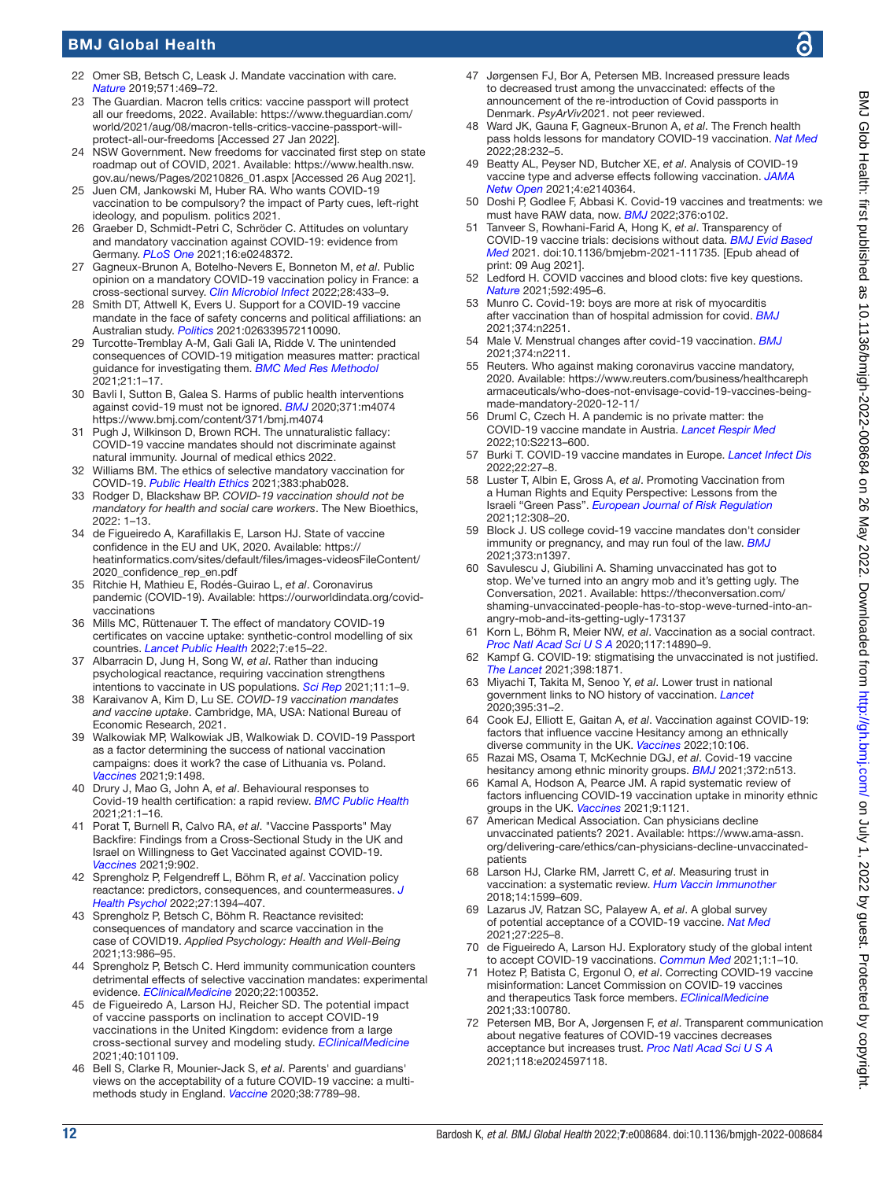22 Omer SB, Betsch C, Leask J. Mandate vaccination with care. *Nature* 2019;571:469–72.
23 The Guardian. Macron tells critics: vaccine passport will protect all our freedoms, 2022. Available: https://www.theguardian.com/world/2021/aug/08/macron-tells-critics-vaccine-passport-will-protect-all-our-freedoms [Accessed 27 Jan 2022].
24 NSW Government. New freedoms for vaccinated first step on state roadmap out of COVID, 2021. Available: https://www.health.nsw.gov.au/news/Pages/20210826_01.aspx [Accessed 26 Aug 2021].
25 Juen CM, Jankowski M, Huber RA. Who wants COVID-19 vaccination to be compulsory? the impact of Party cues, left-right ideology, and populism. politics 2021.
26 Graeber D, Schmidt-Petri C, Schröder C. Attitudes on voluntary and mandatory vaccination against COVID-19: evidence from Germany. *PLoS One* 2021;16:e0248372.
27 Gagneux-Brunon A, Botelho-Nevers E, Bonneton M, *et al*. Public opinion on a mandatory COVID-19 vaccination policy in France: a cross-sectional survey. *Clin Microbiol Infect* 2022;28:433–9.
28 Smith DT, Attwell K, Evers U. Support for a COVID-19 vaccine mandate in the face of safety concerns and political affiliations: an Australian study. *Politics* 2021:026339572110090.
29 Turcotte-Tremblay A-M, Gali Gali IA, Ridde V. The unintended consequences of COVID-19 mitigation measures matter: practical guidance for investigating them. *BMC Med Res Methodol* 2021;21:1–17.
30 Bavli I, Sutton B, Galea S. Harms of public health interventions against covid-19 must not be ignored. *BMJ* 2020;371:m4074 https://www.bmj.com/content/371/bmj.m4074
31 Pugh J, Wilkinson D, Brown RCH. The unnaturalistic fallacy: COVID-19 vaccine mandates should not discriminate against natural immunity. Journal of medical ethics 2022.
32 Williams BM. The ethics of selective mandatory vaccination for COVID-19. *Public Health Ethics* 2021;383:phab028.
33 Rodger D, Blackshaw BP. *COVID-19 vaccination should not be mandatory for health and social care workers*. The New Bioethics, 2022: 1–13.
34 de Figueiredo A, Karafillakis E, Larson HJ. State of vaccine confidence in the EU and UK, 2020. Available: https://heatinformatics.com/sites/default/files/images-videosFileContent/2020_confidence_rep_en.pdf
35 Ritchie H, Mathieu E, Rodés-Guirao L, *et al*. Coronavirus pandemic (COVID-19). Available: https://ourworldindata.org/covid-vaccinations
36 Mills MC, Rüttenauer T. The effect of mandatory COVID-19 certificates on vaccine uptake: synthetic-control modelling of six countries. *Lancet Public Health* 2022;7:e15–22.
37 Albarracin D, Jung H, Song W, *et al*. Rather than inducing psychological reactance, requiring vaccination strengthens intentions to vaccinate in US populations. *Sci Rep* 2021;11:1–9.
38 Karaivanov A, Kim D, Lu SE. *COVID-19 vaccination mandates and vaccine uptake*. Cambridge, MA, USA: National Bureau of Economic Research, 2021.
39 Walkowiak MP, Walkowiak JB, Walkowiak D. COVID-19 Passport as a factor determining the success of national vaccination campaigns: does it work? the case of Lithuania vs. Poland. *Vaccines* 2021;9:1498.
40 Drury J, Mao G, John A, *et al*. Behavioural responses to Covid-19 health certification: a rapid review. *BMC Public Health* 2021;21:1–16.
41 Porat T, Burnell R, Calvo RA, *et al*. "Vaccine Passports" May Backfire: Findings from a Cross-Sectional Study in the UK and Israel on Willingness to Get Vaccinated against COVID-19. *Vaccines* 2021;9:902.
42 Sprengholz P, Felgendreff L, Böhm R, *et al*. Vaccination policy reactance: predictors, consequences, and countermeasures. *J Health Psychol* 2022;27:1394–407.
43 Sprengholz P, Betsch C, Böhm R. Reactance revisited: consequences of mandatory and scarce vaccination in the case of COVID19. *Applied Psychology: Health and Well-Being* 2021;13:986–95.
44 Sprengholz P, Betsch C. Herd immunity communication counters detrimental effects of selective vaccination mandates: experimental evidence. *EClinicalMedicine* 2020;22:100352.
45 de Figueiredo A, Larson HJ, Reicher SD. The potential impact of vaccine passports on inclination to accept COVID-19 vaccinations in the United Kingdom: evidence from a large cross-sectional survey and modeling study. *EClinicalMedicine* 2021;40:101109.
46 Bell S, Clarke R, Mounier-Jack S, *et al*. Parents' and guardians' views on the acceptability of a future COVID-19 vaccine: a multi-methods study in England. *Vaccine* 2020;38:7789–98.
47 Jørgensen FJ, Bor A, Petersen MB. Increased pressure leads to decreased trust among the unvaccinated: effects of the announcement of the re-introduction of Covid passports in Denmark. *PsyArXiv*2021. not peer reviewed.
48 Ward JK, Gauna F, Gagneux-Brunon A, *et al*. The French health pass holds lessons for mandatory COVID-19 vaccination. *Nat Med* 2022;28:232–5.
49 Beatty AL, Peyser ND, Butcher XE, *et al*. Analysis of COVID-19 vaccine type and adverse effects following vaccination. *JAMA Netw Open* 2021;4:e2140364.
50 Doshi P, Godlee F, Abbasi K. Covid-19 vaccines and treatments: we must have RAW data, now. *BMJ* 2022;376:o102.
51 Tanveer S, Rowhani-Farid A, Hong K, *et al*. Transparency of COVID-19 vaccine trials: decisions without data. *BMJ Evid Based Med* 2021. doi:10.1136/bmjebm-2021-111735. [Epub ahead of print: 09 Aug 2021].
52 Ledford H. COVID vaccines and blood clots: five key questions. *Nature* 2021;592:495–6.
53 Munro C. Covid-19: boys are more at risk of myocarditis after vaccination than of hospital admission for covid. *BMJ* 2021;374:n2251.
54 Male V. Menstrual changes after covid-19 vaccination. *BMJ* 2021;374:n2211.
55 Reuters. Who against making coronavirus vaccine mandatory, 2020. Available: https://www.reuters.com/business/healthcarepharmaceuticals/who-does-not-envisage-covid-19-vaccines-being-made-mandatory-2020-12-11/
56 Druml C, Czech H. A pandemic is no private matter: the COVID-19 vaccine mandate in Austria. *Lancet Respir Med* 2022;10:S2213–600.
57 Burki T. COVID-19 vaccine mandates in Europe. *Lancet Infect Dis* 2022;22:27–8.
58 Luster T, Albin E, Gross A, *et al*. Promoting Vaccination from a Human Rights and Equity Perspective: Lessons from the Israeli "Green Pass". *European Journal of Risk Regulation* 2021;12:308–20.
59 Block J. US college covid-19 vaccine mandates don't consider immunity or pregnancy, and may run foul of the law. *BMJ* 2021;373:n1397.
60 Savulescu J, Giubilini A. Shaming unvaccinated has got to stop. We've turned into an angry mob and it's getting ugly. The Conversation, 2021. Available: https://theconversation.com/shaming-unvaccinated-people-has-to-stop-weve-turned-into-an-angry-mob-and-its-getting-ugly-173137
61 Korn L, Böhm R, Meier NW, *et al*. Vaccination as a social contract. *Proc Natl Acad Sci U S A* 2020;117:14890–9.
62 Kampf G. COVID-19: stigmatising the unvaccinated is not justified. *The Lancet* 2021;398:1871.
63 Miyachi T, Takita M, Senoo Y, *et al*. Lower trust in national government links to NO history of vaccination. *Lancet* 2020;395:31–2.
64 Cook EJ, Elliott E, Gaitan A, *et al*. Vaccination against COVID-19: factors that influence vaccine Hesitancy among an ethnically diverse community in the UK. *Vaccines* 2022;10:106.
65 Razai MS, Osama T, McKechnie DGJ, *et al*. Covid-19 vaccine hesitancy among ethnic minority groups. *BMJ* 2021;372:n513.
66 Kamal A, Hodson A, Pearce JM. A rapid systematic review of factors influencing COVID-19 vaccination uptake in minority ethnic groups in the UK. *Vaccines* 2021;9:1121.
67 American Medical Association. Can physicians decline unvaccinated patients? 2021. Available: https://www.ama-assn.org/delivering-care/ethics/can-physicians-decline-unvaccinated-patients
68 Larson HJ, Clarke RM, Jarrett C, *et al*. Measuring trust in vaccination: a systematic review. *Hum Vaccin Immunother* 2018;14:1599–609.
69 Lazarus JV, Ratzan SC, Palayew A, *et al*. A global survey of potential acceptance of a COVID-19 vaccine. *Nat Med* 2021;27:225–8.
70 de Figueiredo A, Larson HJ. Exploratory study of the global intent to accept COVID-19 vaccinations. *Commun Med* 2021;1:1–10.
71 Hotez P, Batista C, Ergonul O, *et al*. Correcting COVID-19 vaccine misinformation: Lancet Commission on COVID-19 vaccines and therapeutics Task force members. *EClinicalMedicine* 2021;33:100780.
72 Petersen MB, Bor A, Jørgensen F, *et al*. Transparent communication about negative features of COVID-19 vaccines decreases acceptance but increases trust. *Proc Natl Acad Sci U S A* 2021;118:e2024597118.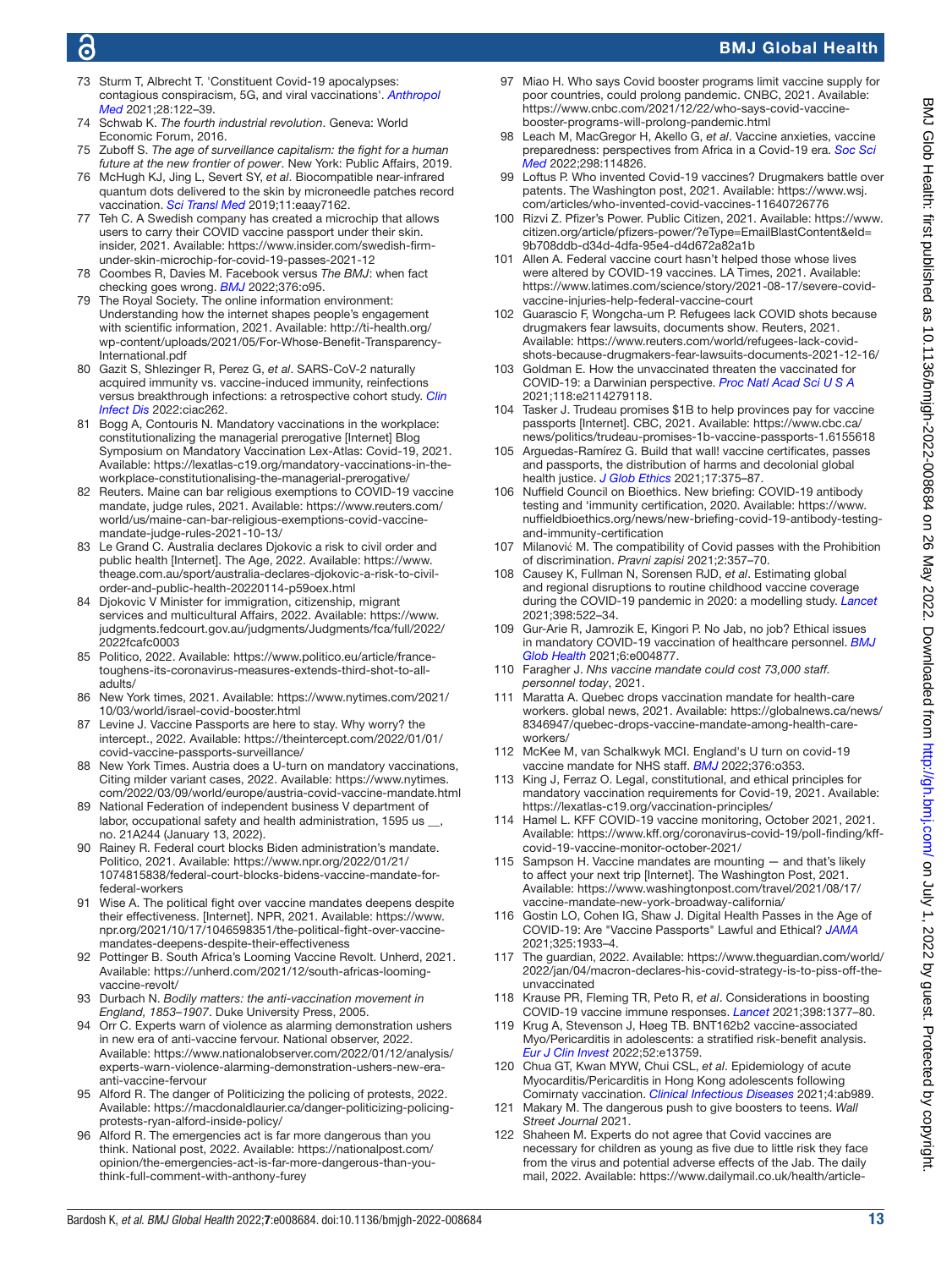73 Sturm T, Albrecht T. 'Constituent Covid-19 apocalypses: contagious conspiracism, 5G, and viral vaccinations'. *Anthropol Med* 2021;28:122–39.

74 Schwab K. *The fourth industrial revolution*. Geneva: World Economic Forum, 2016.

75 Zuboff S. *The age of surveillance capitalism: the fight for a human future at the new frontier of power*. New York: Public Affairs, 2019.

76 McHugh KJ, Jing L, Severt SY, *et al*. Biocompatible near-infrared quantum dots delivered to the skin by microneedle patches record vaccination. *Sci Transl Med* 2019;11:eaay7162.

77 Teh C. A Swedish company has created a microchip that allows users to carry their COVID vaccine passport under their skin. insider, 2021. Available: https://www.insider.com/swedish-firm-under-skin-microchip-for-covid-19-passes-2021-12

78 Coombes R, Davies M. Facebook versus *The BMJ*: when fact checking goes wrong. *BMJ* 2022;376:o95.

79 The Royal Society. The online information environment: Understanding how the internet shapes people's engagement with scientific information, 2021. Available: http://ti-health.org/wp-content/uploads/2021/05/For-Whose-Benefit-Transparency-International.pdf

80 Gazit S, Shlezinger R, Perez G, *et al*. SARS-CoV-2 naturally acquired immunity vs. vaccine-induced immunity, reinfections versus breakthrough infections: a retrospective cohort study. *Clin Infect Dis* 2022:ciac262.

81 Bogg A, Contouris N. Mandatory vaccinations in the workplace: constitutionalizing the managerial prerogative [Internet] Blog Symposium on Mandatory Vaccination Lex-Atlas: Covid-19, 2021. Available: https://lexatlas-c19.org/mandatory-vaccinations-in-the-workplace-constitutionalising-the-managerial-prerogative/

82 Reuters. Maine can bar religious exemptions to COVID-19 vaccine mandate, judge rules, 2021. Available: https://www.reuters.com/world/us/maine-can-bar-religious-exemptions-covid-vaccine-mandate-judge-rules-2021-10-13/

83 Le Grand C. Australia declares Djokovic a risk to civil order and public health [Internet]. The Age, 2022. Available: https://www.theage.com.au/sport/australia-declares-djokovic-a-risk-to-civil-order-and-public-health-20220114-p59oex.html

84 Djokovic V Minister for immigration, citizenship, migrant services and multicultural Affairs, 2022. Available: https://www.judgments.fedcourt.gov.au/judgments/Judgments/fca/full/2022/2022fcafc0003

85 Politico, 2022. Available: https://www.politico.eu/article/france-toughens-its-coronavirus-measures-extends-third-shot-to-all-adults/

86 New York times, 2021. Available: https://www.nytimes.com/2021/10/03/world/israel-covid-booster.html

87 Levine J. Vaccine Passports are here to stay. Why worry? the intercept., 2022. Available: https://theintercept.com/2022/01/01/covid-vaccine-passports-surveillance/

88 New York Times. Austria does a U-turn on mandatory vaccinations, Citing milder variant cases, 2022. Available: https://www.nytimes.com/2022/03/09/world/europe/austria-covid-vaccine-mandate.html

89 National Federation of independent business V department of labor, occupational safety and health administration, 1595 us __, no. 21A244 (January 13, 2022).

90 Rainey R. Federal court blocks Biden administration's mandate. Politico, 2021. Available: https://www.npr.org/2022/01/21/1074815838/federal-court-blocks-bidens-vaccine-mandate-for-federal-workers

91 Wise A. The political fight over vaccine mandates deepens despite their effectiveness. [Internet]. NPR, 2021. Available: https://www.npr.org/2021/10/17/1046598351/the-political-fight-over-vaccine-mandates-deepens-despite-their-effectiveness

92 Pottinger B. South Africa's Looming Vaccine Revolt. Unherd, 2021. Available: https://unherd.com/2021/12/south-africas-looming-vaccine-revolt/

93 Durbach N. *Bodily matters: the anti-vaccination movement in England, 1853–1907*. Duke University Press, 2005.

94 Orr C. Experts warn of violence as alarming demonstration ushers in new era of anti-vaccine fervour. National observer, 2022. Available: https://www.nationalobserver.com/2022/01/12/analysis/experts-warn-violence-alarming-demonstration-ushers-new-era-anti-vaccine-fervour

95 Alford R. The danger of Politicizing the policing of protests, 2022. Available: https://macdonaldlaurier.ca/danger-politicizing-policing-protests-ryan-alford-inside-policy/

96 Alford R. The emergencies act is far more dangerous than you think. National post, 2022. Available: https://nationalpost.com/opinion/the-emergencies-act-is-far-more-dangerous-than-you-think-full-comment-with-anthony-furey

97 Miao H. Who says Covid booster programs limit vaccine supply for poor countries, could prolong pandemic. CNBC, 2021. Available: https://www.cnbc.com/2021/12/22/who-says-covid-vaccine-booster-programs-will-prolong-pandemic.html

98 Leach M, MacGregor H, Akello G, *et al*. Vaccine anxieties, vaccine preparedness: perspectives from Africa in a Covid-19 era. *Soc Sci Med* 2022;298:114826.

99 Loftus P. Who invented Covid-19 vaccines? Drugmakers battle over patents. The Washington post, 2021. Available: https://www.wsj.com/articles/who-invented-covid-vaccines-11640726776

100 Rizvi Z. Pfizer's Power. Public Citizen, 2021. Available: https://www.citizen.org/article/pfizers-power/?eType=EmailBlastContent&eId=9b708ddb-d34d-4dfa-95e4-d4d672a82a1b

101 Allen A. Federal vaccine court hasn't helped those whose lives were altered by COVID-19 vaccines. LA Times, 2021. Available: https://www.latimes.com/science/story/2021-08-17/severe-covid-vaccine-injuries-help-federal-vaccine-court

102 Guarascio F, Wongcha-um P. Refugees lack COVID shots because drugmakers fear lawsuits, documents show. Reuters, 2021. Available: https://www.reuters.com/world/refugees-lack-covid-shots-because-drugmakers-fear-lawsuits-documents-2021-12-16/

103 Goldman E. How the unvaccinated threaten the vaccinated for COVID-19: a Darwinian perspective. *Proc Natl Acad Sci U S A* 2021;118:e2114279118.

104 Tasker J. Trudeau promises $1B to help provinces pay for vaccine passports [Internet]. CBC, 2021. Available: https://www.cbc.ca/news/politics/trudeau-promises-1b-vaccine-passports-1.6155618

105 Arguedas-Ramírez G. Build that wall! vaccine certificates, passes and passports, the distribution of harms and decolonial global health justice. *J Glob Ethics* 2021;17:375–87.

106 Nuffield Council on Bioethics. New briefing: COVID-19 antibody testing and 'immunity certification, 2020. Available: https://www.nuffieldbioethics.org/news/new-briefing-covid-19-antibody-testing-and-immunity-certification

107 Milanović M. The compatibility of Covid passes with the Prohibition of discrimination. *Pravni zapisi* 2021;2:357–70.

108 Causey K, Fullman N, Sorensen RJD, *et al*. Estimating global and regional disruptions to routine childhood vaccine coverage during the COVID-19 pandemic in 2020: a modelling study. *Lancet* 2021;398:522–34.

109 Gur-Arie R, Jamrozik E, Kingori P. No Jab, no job? Ethical issues in mandatory COVID-19 vaccination of healthcare personnel. *BMJ Glob Health* 2021;6:e004877.

110 Faragher J. *Nhs vaccine mandate could cost 73,000 staff. personnel today*, 2021.

111 Maratta A. Quebec drops vaccination mandate for health-care workers. global news, 2021. Available: https://globalnews.ca/news/8346947/quebec-drops-vaccine-mandate-among-health-care-workers/

112 McKee M, van Schalkwyk MCI. England's U turn on covid-19 vaccine mandate for NHS staff. *BMJ* 2022;376:o353.

113 King J, Ferraz O. Legal, constitutional, and ethical principles for mandatory vaccination requirements for Covid-19, 2021. Available: https://lexatlas-c19.org/vaccination-principles/

114 Hamel L. KFF COVID-19 vaccine monitoring, October 2021, 2021. Available: https://www.kff.org/coronavirus-covid-19/poll-finding/kff-covid-19-vaccine-monitor-october-2021/

115 Sampson H. Vaccine mandates are mounting — and that's likely to affect your next trip [Internet]. The Washington Post, 2021. Available: https://www.washingtonpost.com/travel/2021/08/17/vaccine-mandate-new-york-broadway-california/

116 Gostin LO, Cohen IG, Shaw J. Digital Health Passes in the Age of COVID-19: Are "Vaccine Passports" Lawful and Ethical? *JAMA* 2021;325:1933–4.

117 The guardian, 2022. Available: https://www.theguardian.com/world/2022/jan/04/macron-declares-his-covid-strategy-is-to-piss-off-the-unvaccinated

118 Krause PR, Fleming TR, Peto R, *et al*. Considerations in boosting COVID-19 vaccine immune responses. *Lancet* 2021;398:1377–80.

119 Krug A, Stevenson J, Høeg TB. BNT162b2 vaccine-associated Myo/Pericarditis in adolescents: a stratified risk-benefit analysis. *Eur J Clin Invest* 2022;52:e13759.

120 Chua GT, Kwan MYW, Chui CSL, *et al*. Epidemiology of acute Myocarditis/Pericarditis in Hong Kong adolescents following Comirnaty vaccination. *Clinical Infectious Diseases* 2021;4:ab989.

121 Makary M. The dangerous push to give boosters to teens. *Wall Street Journal* 2021.

122 Shaheen M. Experts do not agree that Covid vaccines are necessary for children as young as five due to little risk they face from the virus and potential adverse effects of the Jab. The daily mail, 2022. Available: https://www.dailymail.co.uk/health/article-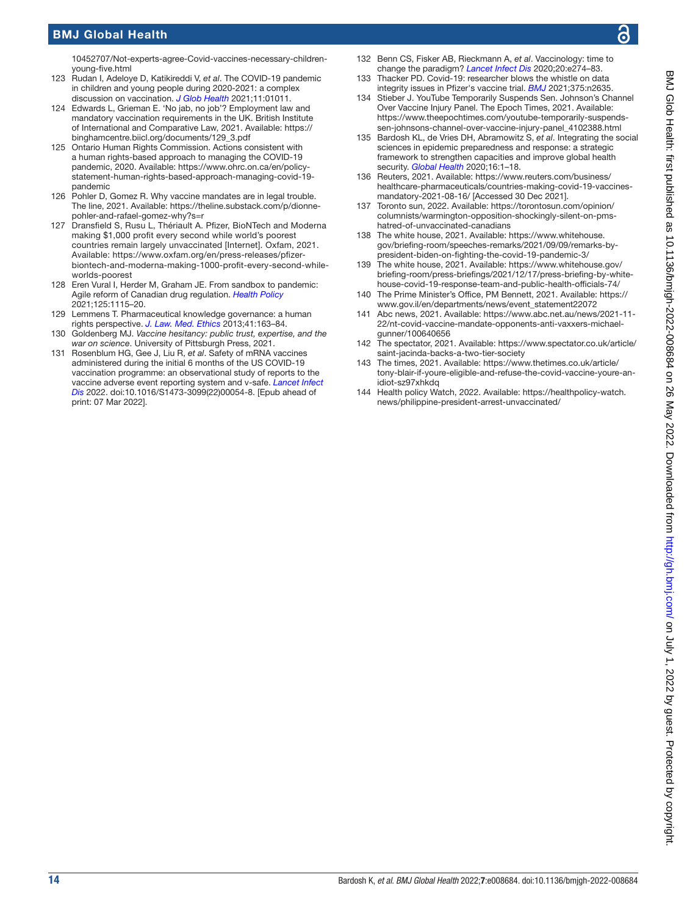10452707/Not-experts-agree-Covid-vaccines-necessary-children-young-five.html

123 Rudan I, Adeloye D, Katikireddi V, *et al*. The COVID-19 pandemic in children and young people during 2020-2021: a complex discussion on vaccination. *J Glob Health* 2021;11:01011.

124 Edwards L, Grieman E. 'No jab, no job'? Employment law and mandatory vaccination requirements in the UK. British Institute of International and Comparative Law, 2021. Available: https://binghamcentre.biicl.org/documents/129_3.pdf

125 Ontario Human Rights Commission. Actions consistent with a human rights-based approach to managing the COVID-19 pandemic, 2020. Available: https://www.ohrc.on.ca/en/policy-statement-human-rights-based-approach-managing-covid-19-pandemic

126 Pohler D, Gomez R. Why vaccine mandates are in legal trouble. The line, 2021. Available: https://theline.substack.com/p/dionne-pohler-and-rafael-gomez-why?s=r

127 Dransfield S, Rusu L, Thériault A. Pfizer, BioNTech and Moderna making $1,000 profit every second while world's poorest countries remain largely unvaccinated [Internet]. Oxfam, 2021. Available: https://www.oxfam.org/en/press-releases/pfizer-biontech-and-moderna-making-1000-profit-every-second-while-worlds-poorest

128 Eren Vural I, Herder M, Graham JE. From sandbox to pandemic: Agile reform of Canadian drug regulation. *Health Policy* 2021;125:1115–20.

129 Lemmens T. Pharmaceutical knowledge governance: a human rights perspective. *J. Law. Med. Ethics* 2013;41:163–84.

130 Goldenberg MJ. *Vaccine hesitancy: public trust, expertise, and the war on science*. University of Pittsburgh Press, 2021.

131 Rosenblum HG, Gee J, Liu R, *et al*. Safety of mRNA vaccines administered during the initial 6 months of the US COVID-19 vaccination programme: an observational study of reports to the vaccine adverse event reporting system and v-safe. *Lancet Infect Dis* 2022. doi:10.1016/S1473-3099(22)00054-8. [Epub ahead of print: 07 Mar 2022].

132 Benn CS, Fisker AB, Rieckmann A, *et al*. Vaccinology: time to change the paradigm? *Lancet Infect Dis* 2020;20:e274–83.

133 Thacker PD. Covid-19: researcher blows the whistle on data integrity issues in Pfizer's vaccine trial. *BMJ* 2021;375:n2635.

134 Stieber J. YouTube Temporarily Suspends Sen. Johnson's Channel Over Vaccine Injury Panel. The Epoch Times, 2021. Available: https://www.theepochtimes.com/youtube-temporarily-suspends-sen-johnsons-channel-over-vaccine-injury-panel_4102388.html

135 Bardosh KL, de Vries DH, Abramowitz S, *et al*. Integrating the social sciences in epidemic preparedness and response: a strategic framework to strengthen capacities and improve global health security. *Global Health* 2020;16:1–18.

136 Reuters, 2021. Available: https://www.reuters.com/business/healthcare-pharmaceuticals/countries-making-covid-19-vaccines-mandatory-2021-08-16/ [Accessed 30 Dec 2021].

137 Toronto sun, 2022. Available: https://torontosun.com/opinion/columnists/warmington-opposition-shockingly-silent-on-pms-hatred-of-unvaccinated-canadians

138 The white house, 2021. Available: https://www.whitehouse.gov/briefing-room/speeches-remarks/2021/09/09/remarks-by-president-biden-on-fighting-the-covid-19-pandemic-3/

139 The white house, 2021. Available: https://www.whitehouse.gov/briefing-room/press-briefings/2021/12/17/press-briefing-by-white-house-covid-19-response-team-and-public-health-officials-74/

140 The Prime Minister's Office, PM Bennett, 2021. Available: https://www.gov.il/en/departments/news/event_statement22072

141 Abc news, 2021. Available: https://www.abc.net.au/news/2021-11-22/nt-covid-vaccine-mandate-opponents-anti-vaxxers-michael-gunner/100640656

142 The spectator, 2021. Available: https://www.spectator.co.uk/article/saint-jacinda-backs-a-two-tier-society

143 The times, 2021. Available: https://www.thetimes.co.uk/article/tony-blair-if-youre-eligible-and-refuse-the-covid-vaccine-youre-an-idiot-sz97xhkdq

144 Health policy Watch, 2022. Available: https://healthpolicy-watch.news/philippine-president-arrest-unvaccinated/